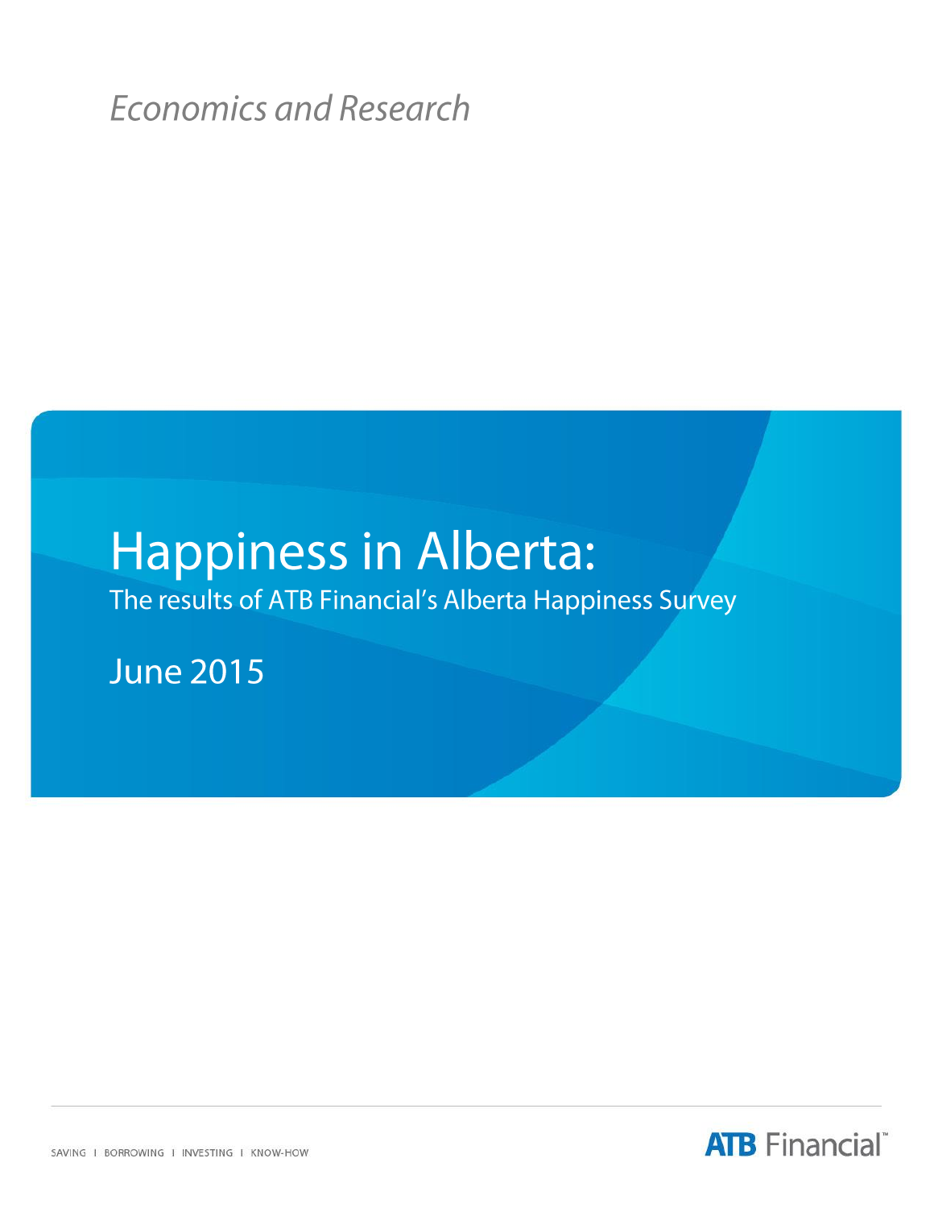*Economics and Research*

# Happiness in Alberta:

## The results of ATB Financial's Alberta Happiness Survey

## June 2015

SAVING | BORROWING | INVESTING | KNOW-HOW

ATB Financial™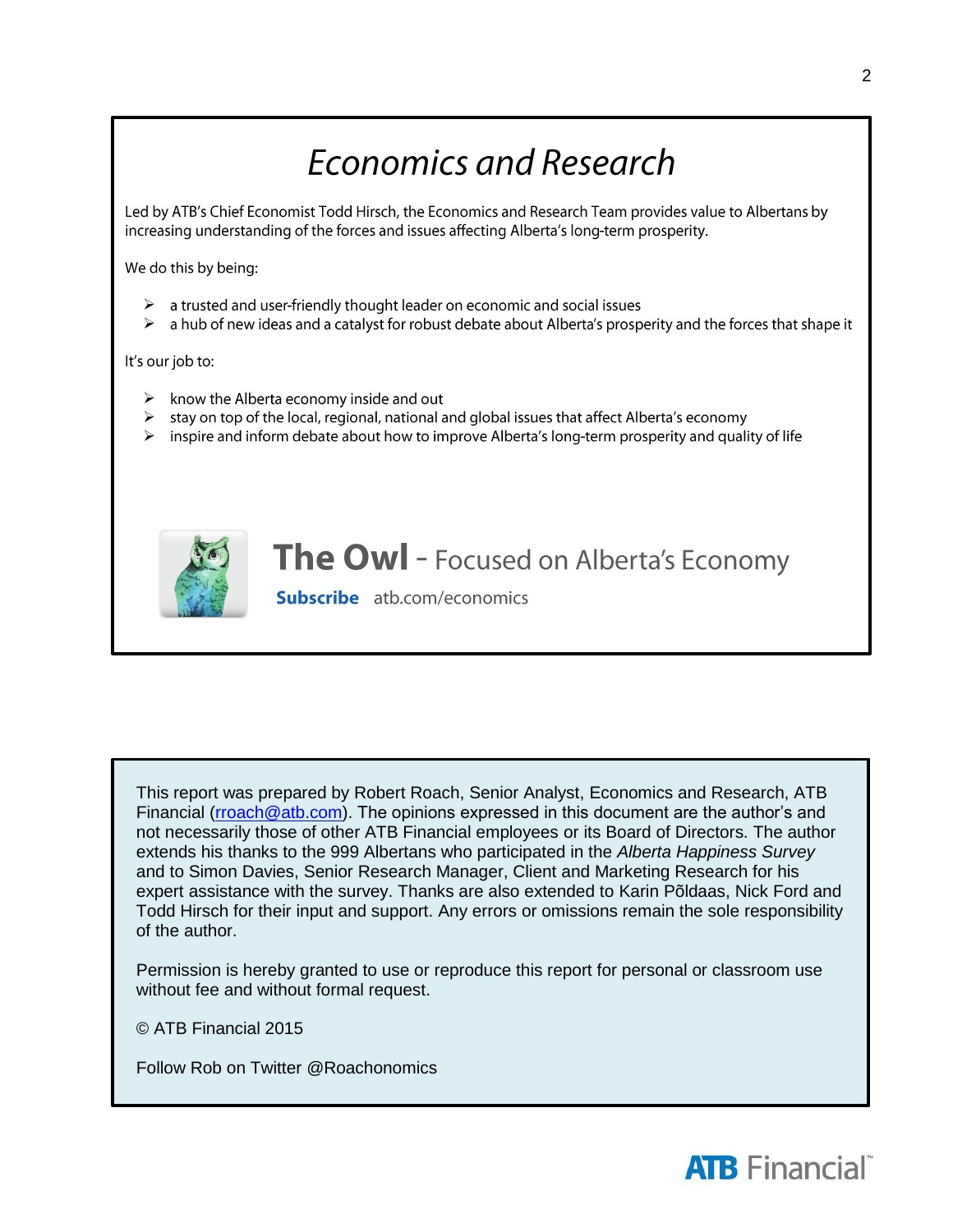# Economics and Research

Led by ATB's Chief Economist Todd Hirsch, the Economics and Research Team provides value to Albertans by increasing understanding of the forces and issues affecting Alberta's long-term prosperity.

We do this by being:

- a trusted and user-friendly thought leader on economic and social issues
- a hub of new ideas and a catalyst for robust debate about Alberta's prosperity and the forces that shape it

It's our job to:

- know the Alberta economy inside and out
- stay on top of the local, regional, national and global issues that affect Alberta's economy
- inspire and inform debate about how to improve Alberta's long-term prosperity and quality of life

**The Owl** - Focused on Alberta's Economy

**Subscribe** atb.com/economics

This report was prepared by Robert Roach, Senior Analyst, Economics and Research, ATB Financial (rroach@atb.com). The opinions expressed in this document are the author's and not necessarily those of other ATB Financial employees or its Board of Directors. The author extends his thanks to the 999 Albertans who participated in the *Alberta Happiness Survey* and to Simon Davies, Senior Research Manager, Client and Marketing Research for his expert assistance with the survey. Thanks are also extended to Karin Põldaas, Nick Ford and Todd Hirsch for their input and support. Any errors or omissions remain the sole responsibility of the author.

Permission is hereby granted to use or reproduce this report for personal or classroom use without fee and without formal request.

© ATB Financial 2015

Follow Rob on Twitter @Roachonomics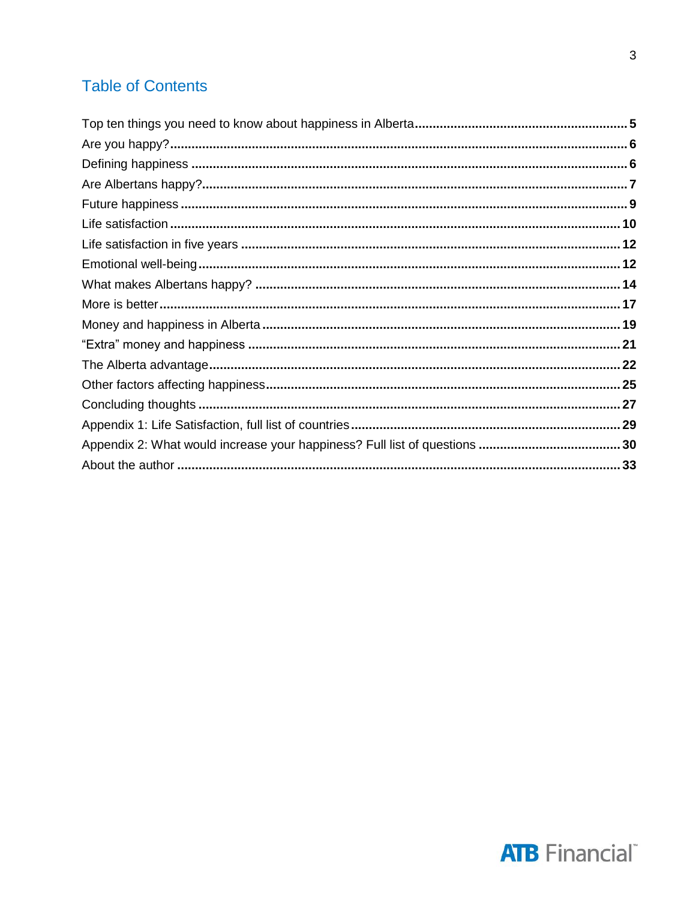## Table of Contents

Top ten things you need to know about happiness in Alberta ........................................................ 5
Are you happy? ........................................................................................................................ 6
Defining happiness .................................................................................................................. 6
Are Albertans happy? ............................................................................................................... 7
Future happiness ...................................................................................................................... 9
Life satisfaction ....................................................................................................................... 10
Life satisfaction in five years ................................................................................................... 12
Emotional well-being ............................................................................................................... 12
What makes Albertans happy? ............................................................................................... 14
More is better .......................................................................................................................... 17
Money and happiness in Alberta ............................................................................................. 19
“Extra” money and happiness ................................................................................................. 21
The Alberta advantage ............................................................................................................ 22
Other factors affecting happiness ........................................................................................... 25
Concluding thoughts ............................................................................................................... 27
Appendix 1: Life Satisfaction, full list of countries ................................................................... 29
Appendix 2: What would increase your happiness? Full list of questions ............................... 30
About the author ..................................................................................................................... 33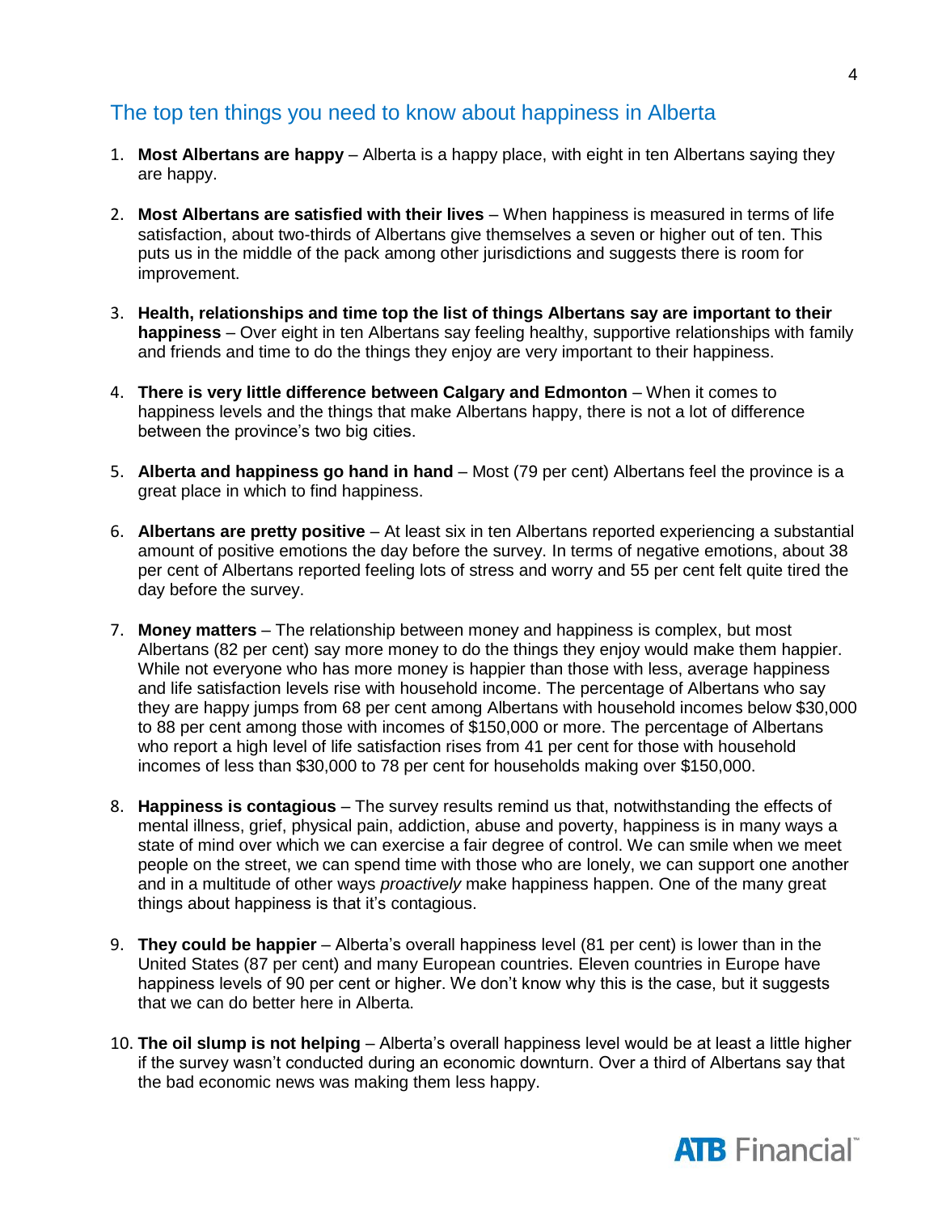## The top ten things you need to know about happiness in Alberta

1. **Most Albertans are happy** – Alberta is a happy place, with eight in ten Albertans saying they are happy.

2. **Most Albertans are satisfied with their lives** – When happiness is measured in terms of life satisfaction, about two-thirds of Albertans give themselves a seven or higher out of ten. This puts us in the middle of the pack among other jurisdictions and suggests there is room for improvement.

3. **Health, relationships and time top the list of things Albertans say are important to their happiness** – Over eight in ten Albertans say feeling healthy, supportive relationships with family and friends and time to do the things they enjoy are very important to their happiness.

4. **There is very little difference between Calgary and Edmonton** – When it comes to happiness levels and the things that make Albertans happy, there is not a lot of difference between the province's two big cities.

5. **Alberta and happiness go hand in hand** – Most (79 per cent) Albertans feel the province is a great place in which to find happiness.

6. **Albertans are pretty positive** – At least six in ten Albertans reported experiencing a substantial amount of positive emotions the day before the survey. In terms of negative emotions, about 38 per cent of Albertans reported feeling lots of stress and worry and 55 per cent felt quite tired the day before the survey.

7. **Money matters** – The relationship between money and happiness is complex, but most Albertans (82 per cent) say more money to do the things they enjoy would make them happier. While not everyone who has more money is happier than those with less, average happiness and life satisfaction levels rise with household income. The percentage of Albertans who say they are happy jumps from 68 per cent among Albertans with household incomes below $30,000 to 88 per cent among those with incomes of $150,000 or more. The percentage of Albertans who report a high level of life satisfaction rises from 41 per cent for those with household incomes of less than $30,000 to 78 per cent for households making over $150,000.

8. **Happiness is contagious** – The survey results remind us that, notwithstanding the effects of mental illness, grief, physical pain, addiction, abuse and poverty, happiness is in many ways a state of mind over which we can exercise a fair degree of control. We can smile when we meet people on the street, we can spend time with those who are lonely, we can support one another and in a multitude of other ways *proactively* make happiness happen. One of the many great things about happiness is that it's contagious.

9. **They could be happier** – Alberta's overall happiness level (81 per cent) is lower than in the United States (87 per cent) and many European countries. Eleven countries in Europe have happiness levels of 90 per cent or higher. We don't know why this is the case, but it suggests that we can do better here in Alberta.

10. **The oil slump is not helping** – Alberta's overall happiness level would be at least a little higher if the survey wasn't conducted during an economic downturn. Over a third of Albertans say that the bad economic news was making them less happy.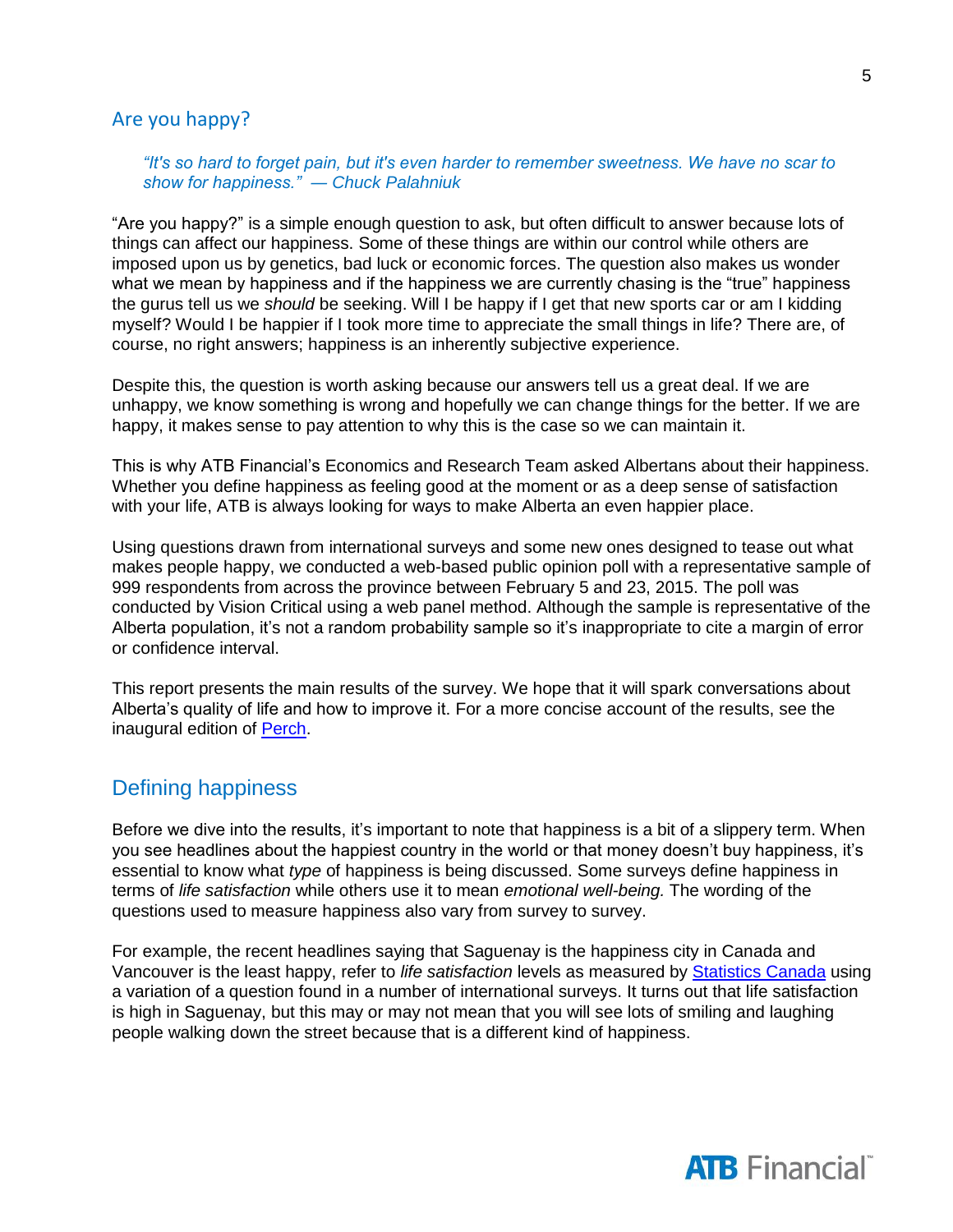## Are you happy?

> *"It's so hard to forget pain, but it's even harder to remember sweetness. We have no scar to show for happiness." — Chuck Palahniuk*

"Are you happy?" is a simple enough question to ask, but often difficult to answer because lots of things can affect our happiness. Some of these things are within our control while others are imposed upon us by genetics, bad luck or economic forces. The question also makes us wonder what we mean by happiness and if the happiness we are currently chasing is the "true" happiness the gurus tell us we *should* be seeking. Will I be happy if I get that new sports car or am I kidding myself? Would I be happier if I took more time to appreciate the small things in life? There are, of course, no right answers; happiness is an inherently subjective experience.

Despite this, the question is worth asking because our answers tell us a great deal. If we are unhappy, we know something is wrong and hopefully we can change things for the better. If we are happy, it makes sense to pay attention to why this is the case so we can maintain it.

This is why ATB Financial's Economics and Research Team asked Albertans about their happiness. Whether you define happiness as feeling good at the moment or as a deep sense of satisfaction with your life, ATB is always looking for ways to make Alberta an even happier place.

Using questions drawn from international surveys and some new ones designed to tease out what makes people happy, we conducted a web-based public opinion poll with a representative sample of 999 respondents from across the province between February 5 and 23, 2015. The poll was conducted by Vision Critical using a web panel method. Although the sample is representative of the Alberta population, it's not a random probability sample so it's inappropriate to cite a margin of error or confidence interval.

This report presents the main results of the survey. We hope that it will spark conversations about Alberta's quality of life and how to improve it. For a more concise account of the results, see the inaugural edition of Perch.

## Defining happiness

Before we dive into the results, it's important to note that happiness is a bit of a slippery term. When you see headlines about the happiest country in the world or that money doesn't buy happiness, it's essential to know what *type* of happiness is being discussed. Some surveys define happiness in terms of *life satisfaction* while others use it to mean *emotional well-being.* The wording of the questions used to measure happiness also vary from survey to survey.

For example, the recent headlines saying that Saguenay is the happiness city in Canada and Vancouver is the least happy, refer to *life satisfaction* levels as measured by Statistics Canada using a variation of a question found in a number of international surveys. It turns out that life satisfaction is high in Saguenay, but this may or may not mean that you will see lots of smiling and laughing people walking down the street because that is a different kind of happiness.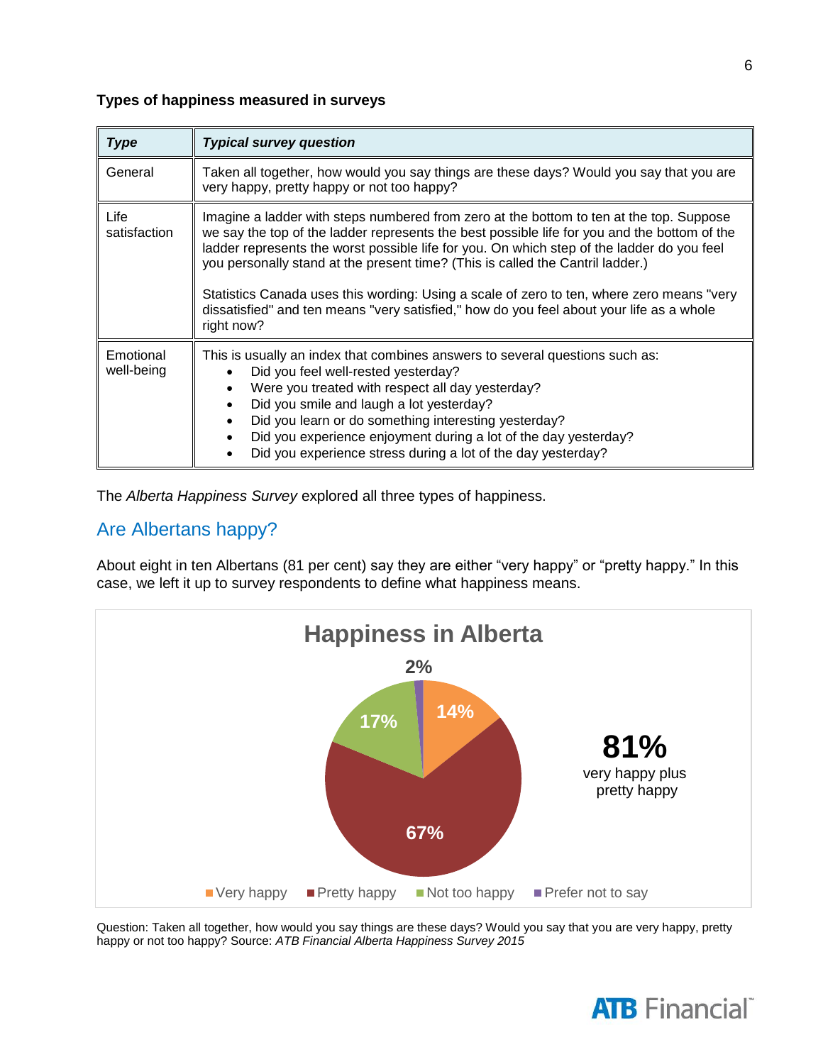**Types of happiness measured in surveys**

| *Type* | *Typical survey question* |
|---|---|
| General | Taken all together, how would you say things are these days? Would you say that you are very happy, pretty happy or not too happy? |
| Life satisfaction | Imagine a ladder with steps numbered from zero at the bottom to ten at the top. Suppose we say the top of the ladder represents the best possible life for you and the bottom of the ladder represents the worst possible life for you. On which step of the ladder do you feel you personally stand at the present time? (This is called the Cantril ladder.)<br><br>Statistics Canada uses this wording: Using a scale of zero to ten, where zero means "very dissatisfied" and ten means "very satisfied," how do you feel about your life as a whole right now? |
| Emotional well-being | This is usually an index that combines answers to several questions such as:<br>• Did you feel well-rested yesterday?<br>• Were you treated with respect all day yesterday?<br>• Did you smile and laugh a lot yesterday?<br>• Did you learn or do something interesting yesterday?<br>• Did you experience enjoyment during a lot of the day yesterday?<br>• Did you experience stress during a lot of the day yesterday? |

The *Alberta Happiness Survey* explored all three types of happiness.

## Are Albertans happy?

About eight in ten Albertans (81 per cent) say they are either “very happy” or “pretty happy.” In this case, we left it up to survey respondents to define what happiness means.

**Happiness in Alberta**

| Response | Per cent |
|---|---|
| Very happy | 14% |
| Pretty happy | 67% |
| Not too happy | 17% |
| Prefer not to say | 2% |

**81%** very happy plus pretty happy

Question: Taken all together, how would you say things are these days? Would you say that you are very happy, pretty happy or not too happy? Source: *ATB Financial Alberta Happiness Survey 2015*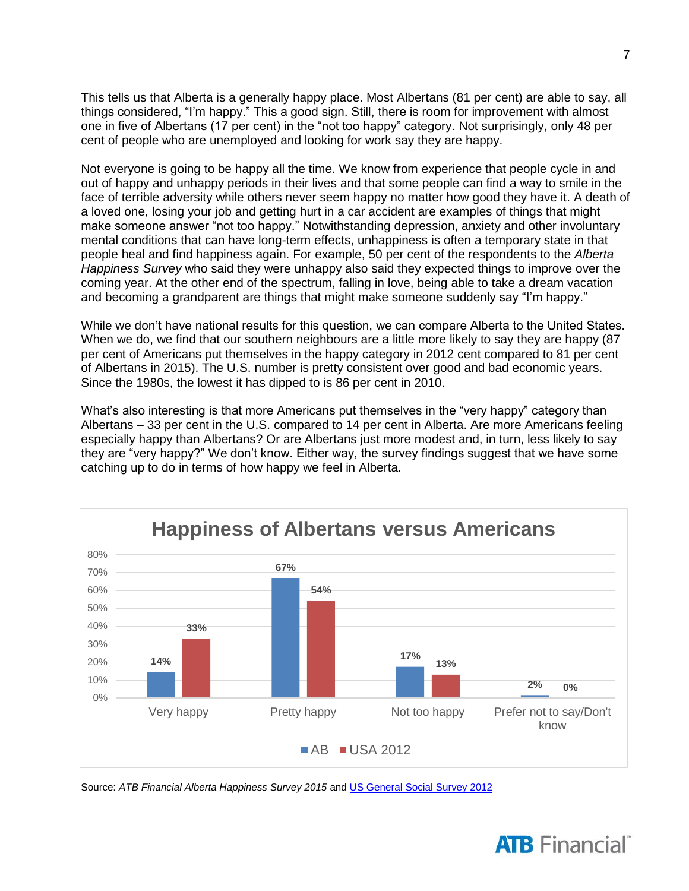This tells us that Alberta is a generally happy place. Most Albertans (81 per cent) are able to say, all things considered, "I'm happy." This a good sign. Still, there is room for improvement with almost one in five of Albertans (17 per cent) in the "not too happy" category. Not surprisingly, only 48 per cent of people who are unemployed and looking for work say they are happy.

Not everyone is going to be happy all the time. We know from experience that people cycle in and out of happy and unhappy periods in their lives and that some people can find a way to smile in the face of terrible adversity while others never seem happy no matter how good they have it. A death of a loved one, losing your job and getting hurt in a car accident are examples of things that might make someone answer "not too happy." Notwithstanding depression, anxiety and other involuntary mental conditions that can have long-term effects, unhappiness is often a temporary state in that people heal and find happiness again. For example, 50 per cent of the respondents to the *Alberta Happiness Survey* who said they were unhappy also said they expected things to improve over the coming year. At the other end of the spectrum, falling in love, being able to take a dream vacation and becoming a grandparent are things that might make someone suddenly say "I'm happy."

While we don't have national results for this question, we can compare Alberta to the United States. When we do, we find that our southern neighbours are a little more likely to say they are happy (87 per cent of Americans put themselves in the happy category in 2012 cent compared to 81 per cent of Albertans in 2015). The U.S. number is pretty consistent over good and bad economic years. Since the 1980s, the lowest it has dipped to is 86 per cent in 2010.

What's also interesting is that more Americans put themselves in the "very happy" category than Albertans – 33 per cent in the U.S. compared to 14 per cent in Alberta. Are more Americans feeling especially happy than Albertans? Or are Albertans just more modest and, in turn, less likely to say they are "very happy?" We don't know. Either way, the survey findings suggest that we have some catching up to do in terms of how happy we feel in Alberta.

**Happiness of Albertans versus Americans**

| | AB | USA 2012 |
|---|---|---|
| Very happy | 14% | 33% |
| Pretty happy | 67% | 54% |
| Not too happy | 17% | 13% |
| Prefer not to say/Don't know | 2% | 0% |

Source: *ATB Financial Alberta Happiness Survey 2015* and US General Social Survey 2012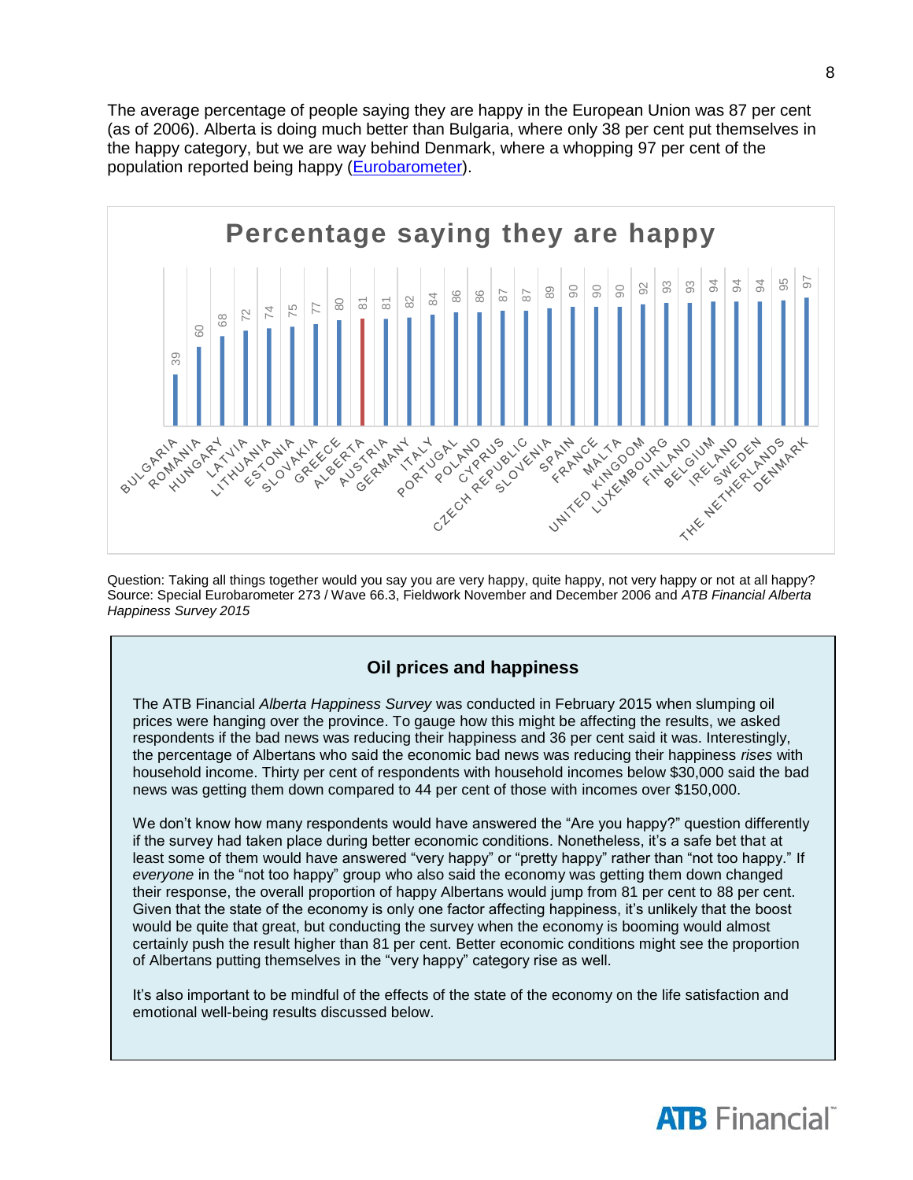The average percentage of people saying they are happy in the European Union was 87 per cent (as of 2006). Alberta is doing much better than Bulgaria, where only 38 per cent put themselves in the happy category, but we are way behind Denmark, where a whopping 97 per cent of the population reported being happy (Eurobarometer).

**Percentage saying they are happy**

| Country | Percentage |
|---|---|
| BULGARIA | 39 |
| ROMANIA | 60 |
| HUNGARY | 68 |
| LATVIA | 72 |
| LITHUANIA | 74 |
| ESTONIA | 75 |
| SLOVAKIA | 77 |
| GREECE | 80 |
| ALBERTA | 81 |
| AUSTRIA | 81 |
| GERMANY | 82 |
| ITALY | 84 |
| PORTUGAL | 86 |
| POLAND | 86 |
| CYPRUS | 87 |
| CZECH REPUBLIC | 87 |
| SLOVENIA | 89 |
| SPAIN | 90 |
| FRANCE | 90 |
| MALTA | 90 |
| UNITED KINGDOM | 92 |
| LUXEMBOURG | 93 |
| FINLAND | 93 |
| BELGIUM | 94 |
| IRELAND | 94 |
| SWEDEN | 94 |
| THE NETHERLANDS | 95 |
| DENMARK | 97 |

Question: Taking all things together would you say you are very happy, quite happy, not very happy or not at all happy?
Source: Special Eurobarometer 273 / Wave 66.3, Fieldwork November and December 2006 and *ATB Financial Alberta Happiness Survey 2015*

### Oil prices and happiness

The ATB Financial *Alberta Happiness Survey* was conducted in February 2015 when slumping oil prices were hanging over the province. To gauge how this might be affecting the results, we asked respondents if the bad news was reducing their happiness and 36 per cent said it was. Interestingly, the percentage of Albertans who said the economic bad news was reducing their happiness *rises* with household income. Thirty per cent of respondents with household incomes below $30,000 said the bad news was getting them down compared to 44 per cent of those with incomes over $150,000.

We don't know how many respondents would have answered the "Are you happy?" question differently if the survey had taken place during better economic conditions. Nonetheless, it's a safe bet that at least some of them would have answered "very happy" or "pretty happy" rather than "not too happy." If *everyone* in the "not too happy" group who also said the economy was getting them down changed their response, the overall proportion of happy Albertans would jump from 81 per cent to 88 per cent. Given that the state of the economy is only one factor affecting happiness, it's unlikely that the boost would be quite that great, but conducting the survey when the economy is booming would almost certainly push the result higher than 81 per cent. Better economic conditions might see the proportion of Albertans putting themselves in the "very happy" category rise as well.

It's also important to be mindful of the effects of the state of the economy on the life satisfaction and emotional well-being results discussed below.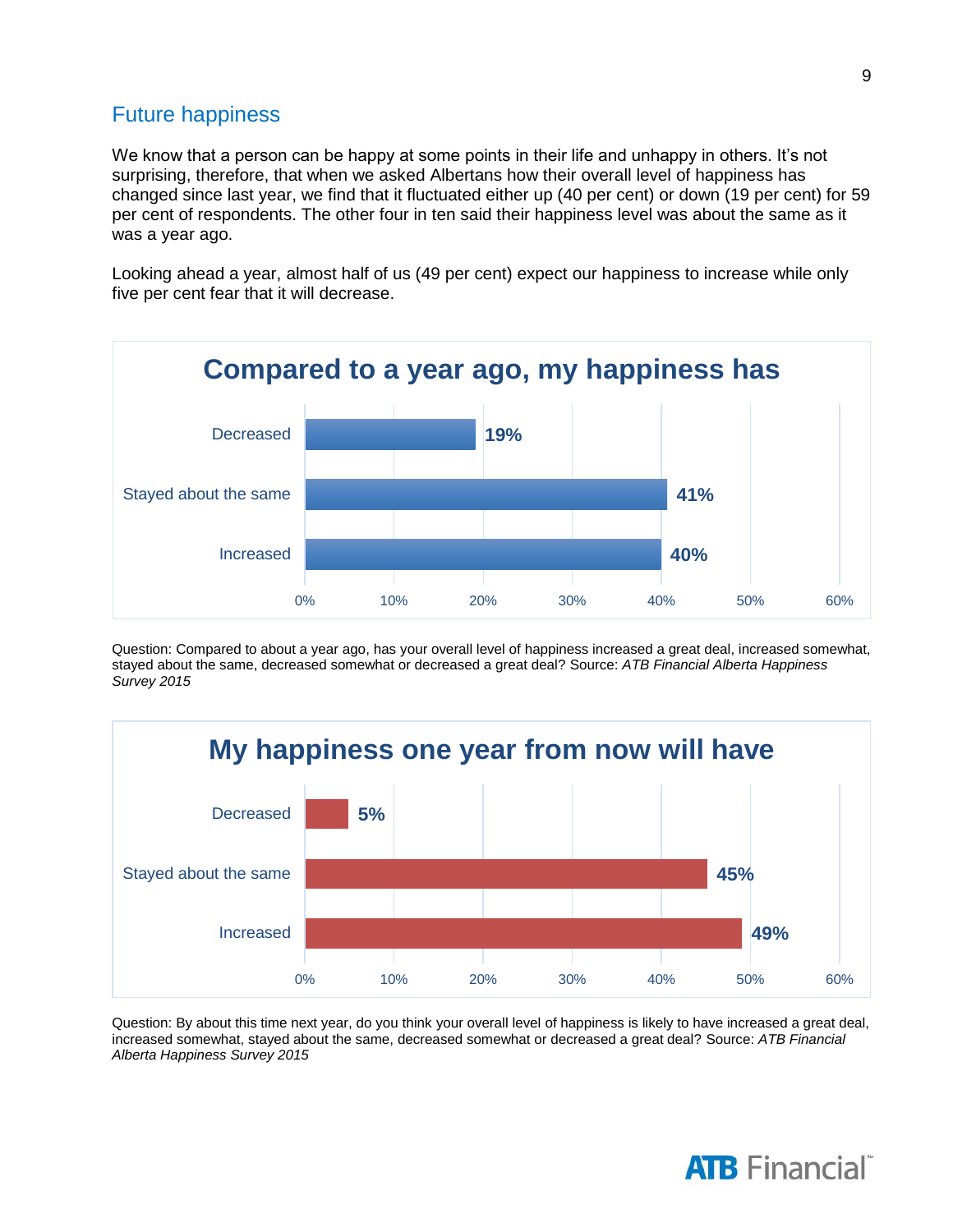## Future happiness

We know that a person can be happy at some points in their life and unhappy in others. It's not surprising, therefore, that when we asked Albertans how their overall level of happiness has changed since last year, we find that it fluctuated either up (40 per cent) or down (19 per cent) for 59 per cent of respondents. The other four in ten said their happiness level was about the same as it was a year ago.

Looking ahead a year, almost half of us (49 per cent) expect our happiness to increase while only five per cent fear that it will decrease.

**Compared to a year ago, my happiness has**

| Response | Per cent |
|---|---|
| Decreased | 19% |
| Stayed about the same | 41% |
| Increased | 40% |

Question: Compared to about a year ago, has your overall level of happiness increased a great deal, increased somewhat, stayed about the same, decreased somewhat or decreased a great deal? Source: *ATB Financial Alberta Happiness Survey 2015*

**My happiness one year from now will have**

| Response | Per cent |
|---|---|
| Decreased | 5% |
| Stayed about the same | 45% |
| Increased | 49% |

Question: By about this time next year, do you think your overall level of happiness is likely to have increased a great deal, increased somewhat, stayed about the same, decreased somewhat or decreased a great deal? Source: *ATB Financial Alberta Happiness Survey 2015*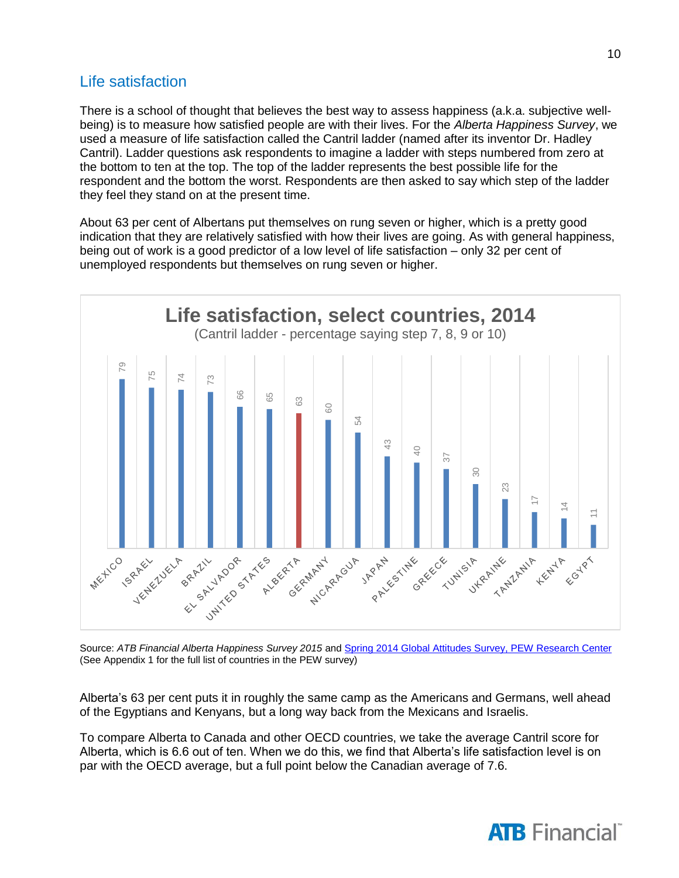## Life satisfaction

There is a school of thought that believes the best way to assess happiness (a.k.a. subjective well-being) is to measure how satisfied people are with their lives. For the *Alberta Happiness Survey*, we used a measure of life satisfaction called the Cantril ladder (named after its inventor Dr. Hadley Cantril). Ladder questions ask respondents to imagine a ladder with steps numbered from zero at the bottom to ten at the top. The top of the ladder represents the best possible life for the respondent and the bottom the worst. Respondents are then asked to say which step of the ladder they feel they stand on at the present time.

About 63 per cent of Albertans put themselves on rung seven or higher, which is a pretty good indication that they are relatively satisfied with how their lives are going. As with general happiness, being out of work is a good predictor of a low level of life satisfaction – only 32 per cent of unemployed respondents but themselves on rung seven or higher.

**Life satisfaction, select countries, 2014**
(Cantril ladder - percentage saying step 7, 8, 9 or 10)

| Country | Percentage |
|---|---|
| Mexico | 79 |
| Israel | 75 |
| Venezuela | 74 |
| Brazil | 73 |
| El Salvador | 66 |
| United States | 65 |
| Alberta | 63 |
| Germany | 60 |
| Nicaragua | 54 |
| Japan | 43 |
| Palestine | 40 |
| Greece | 37 |
| Tunisia | 30 |
| Ukraine | 23 |
| Tanzania | 17 |
| Kenya | 14 |
| Egypt | 11 |

Source: *ATB Financial Alberta Happiness Survey 2015* and Spring 2014 Global Attitudes Survey, PEW Research Center
(See Appendix 1 for the full list of countries in the PEW survey)

Alberta's 63 per cent puts it in roughly the same camp as the Americans and Germans, well ahead of the Egyptians and Kenyans, but a long way back from the Mexicans and Israelis.

To compare Alberta to Canada and other OECD countries, we take the average Cantril score for Alberta, which is 6.6 out of ten. When we do this, we find that Alberta's life satisfaction level is on par with the OECD average, but a full point below the Canadian average of 7.6.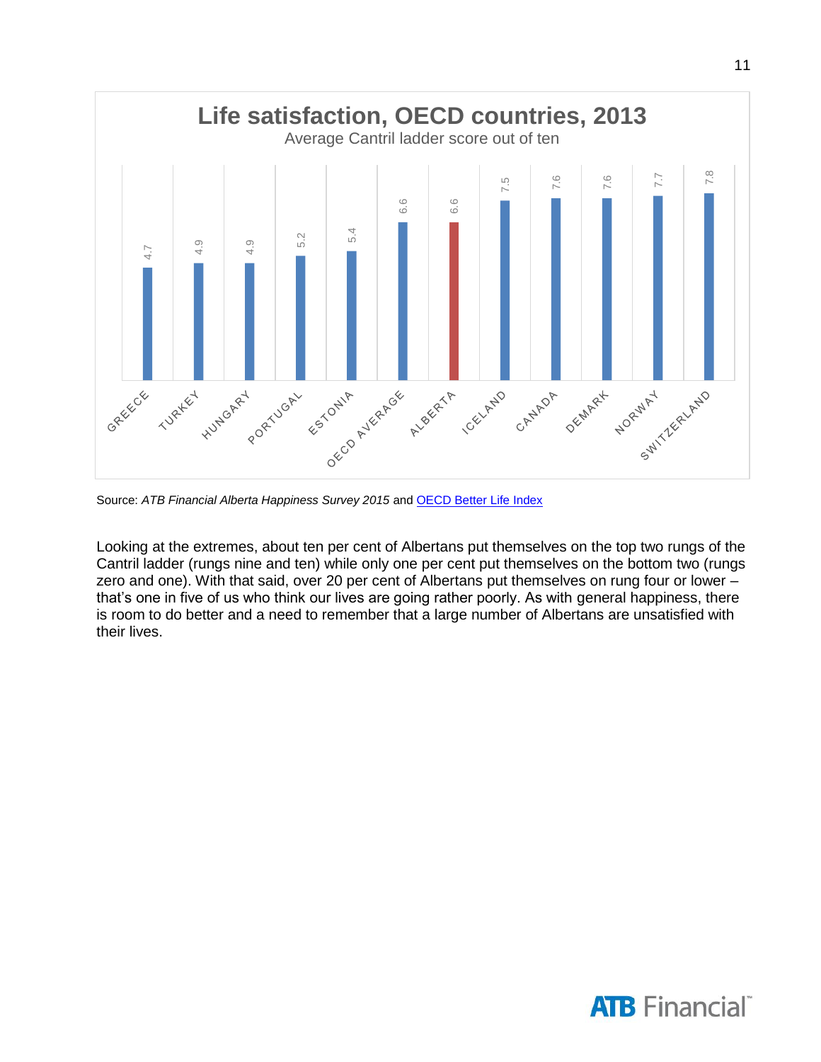**Life satisfaction, OECD countries, 2013**

Average Cantril ladder score out of ten

| Country | Score |
|---|---|
| GREECE | 4.7 |
| TURKEY | 4.9 |
| HUNGARY | 4.9 |
| PORTUGAL | 5.2 |
| ESTONIA | 5.4 |
| OECD AVERAGE | 6.6 |
| ALBERTA | 6.6 |
| ICELAND | 7.5 |
| CANADA | 7.6 |
| DEMARK | 7.6 |
| NORWAY | 7.7 |
| SWITZERLAND | 7.8 |

Source: *ATB Financial Alberta Happiness Survey 2015* and OECD Better Life Index

Looking at the extremes, about ten per cent of Albertans put themselves on the top two rungs of the Cantril ladder (rungs nine and ten) while only one per cent put themselves on the bottom two (rungs zero and one). With that said, over 20 per cent of Albertans put themselves on rung four or lower – that's one in five of us who think our lives are going rather poorly. As with general happiness, there is room to do better and a need to remember that a large number of Albertans are unsatisfied with their lives.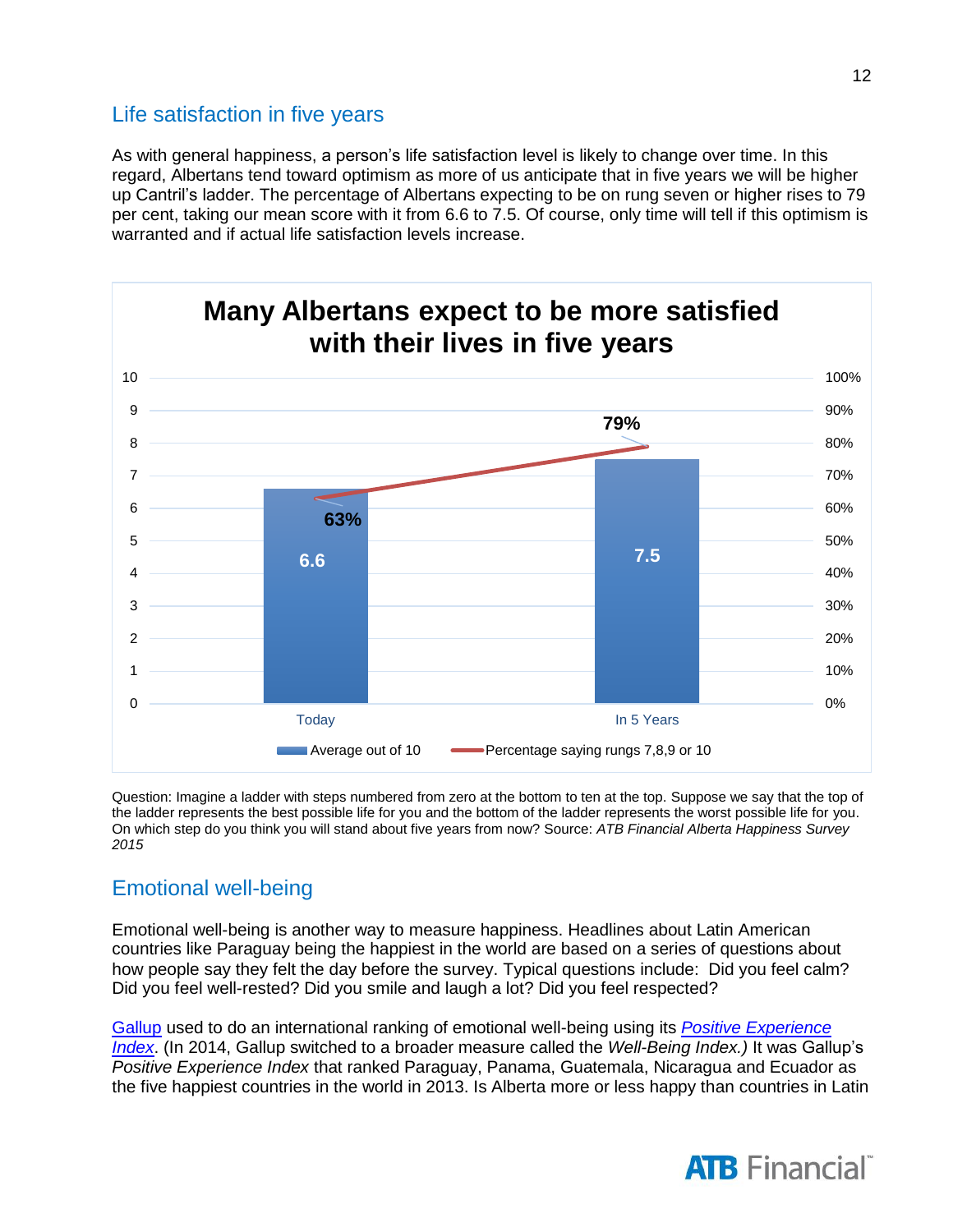## Life satisfaction in five years

As with general happiness, a person's life satisfaction level is likely to change over time. In this regard, Albertans tend toward optimism as more of us anticipate that in five years we will be higher up Cantril's ladder. The percentage of Albertans expecting to be on rung seven or higher rises to 79 per cent, taking our mean score with it from 6.6 to 7.5. Of course, only time will tell if this optimism is warranted and if actual life satisfaction levels increase.

**Many Albertans expect to be more satisfied with their lives in five years**

| | Average out of 10 | Percentage saying rungs 7,8,9 or 10 |
|---|---|---|
| Today | 6.6 | 63% |
| In 5 Years | 7.5 | 79% |

Question: Imagine a ladder with steps numbered from zero at the bottom to ten at the top. Suppose we say that the top of the ladder represents the best possible life for you and the bottom of the ladder represents the worst possible life for you. On which step do you think you will stand about five years from now? Source: *ATB Financial Alberta Happiness Survey 2015*

## Emotional well-being

Emotional well-being is another way to measure happiness. Headlines about Latin American countries like Paraguay being the happiest in the world are based on a series of questions about how people say they felt the day before the survey. Typical questions include: Did you feel calm? Did you feel well-rested? Did you smile and laugh a lot? Did you feel respected?

Gallup used to do an international ranking of emotional well-being using its *Positive Experience Index*. (In 2014, Gallup switched to a broader measure called the *Well-Being Index.)* It was Gallup's *Positive Experience Index* that ranked Paraguay, Panama, Guatemala, Nicaragua and Ecuador as the five happiest countries in the world in 2013. Is Alberta more or less happy than countries in Latin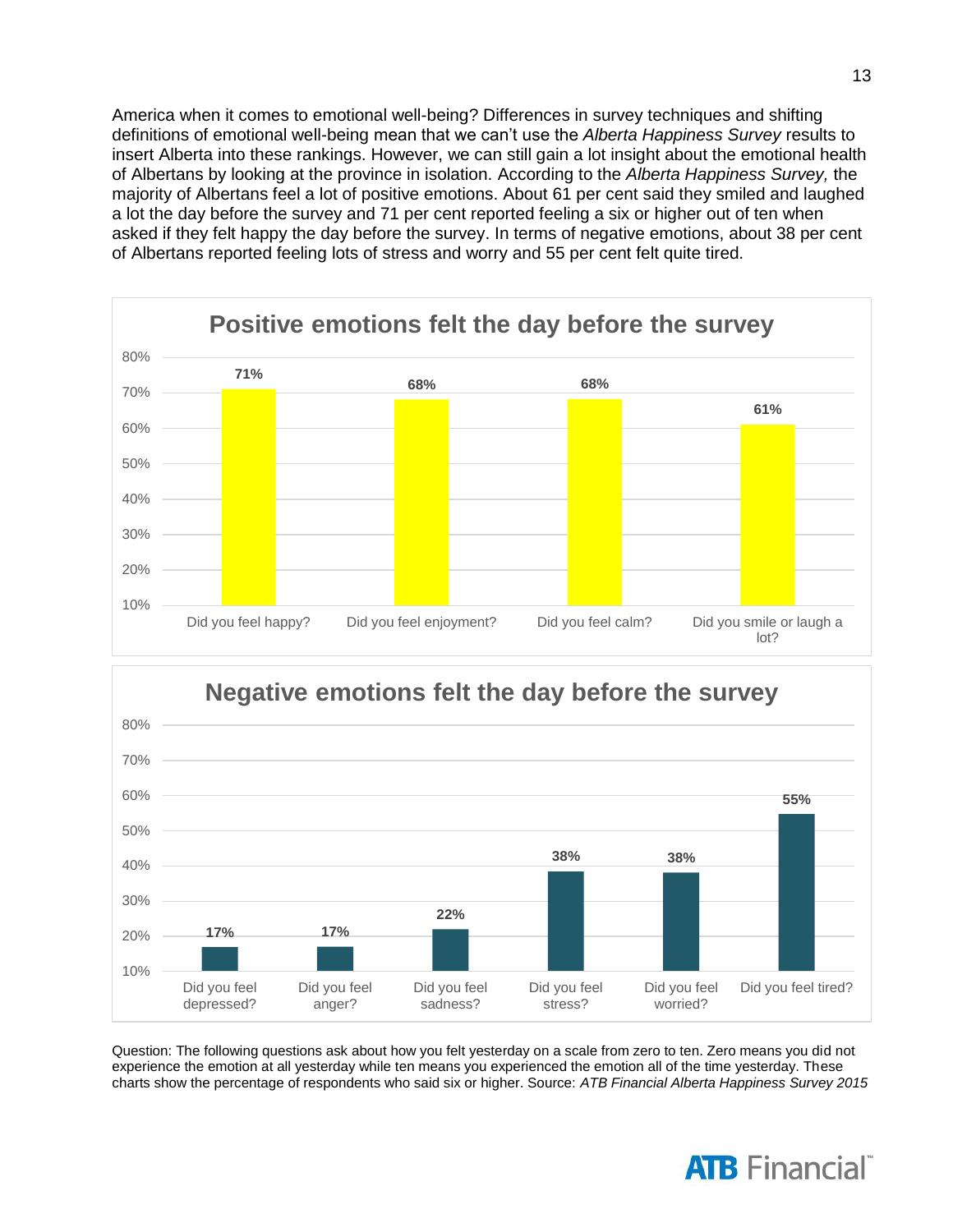America when it comes to emotional well-being? Differences in survey techniques and shifting definitions of emotional well-being mean that we can't use the *Alberta Happiness Survey* results to insert Alberta into these rankings. However, we can still gain a lot insight about the emotional health of Albertans by looking at the province in isolation. According to the *Alberta Happiness Survey,* the majority of Albertans feel a lot of positive emotions. About 61 per cent said they smiled and laughed a lot the day before the survey and 71 per cent reported feeling a six or higher out of ten when asked if they felt happy the day before the survey. In terms of negative emotions, about 38 per cent of Albertans reported feeling lots of stress and worry and 55 per cent felt quite tired.

**Positive emotions felt the day before the survey**

| Question | Per cent |
|---|---|
| Did you feel happy? | 71% |
| Did you feel enjoyment? | 68% |
| Did you feel calm? | 68% |
| Did you smile or laugh a lot? | 61% |

**Negative emotions felt the day before the survey**

| Question | Per cent |
|---|---|
| Did you feel depressed? | 17% |
| Did you feel anger? | 17% |
| Did you feel sadness? | 22% |
| Did you feel stress? | 38% |
| Did you feel worried? | 38% |
| Did you feel tired? | 55% |

Question: The following questions ask about how you felt yesterday on a scale from zero to ten. Zero means you did not experience the emotion at all yesterday while ten means you experienced the emotion all of the time yesterday. These charts show the percentage of respondents who said six or higher. Source: *ATB Financial Alberta Happiness Survey 2015*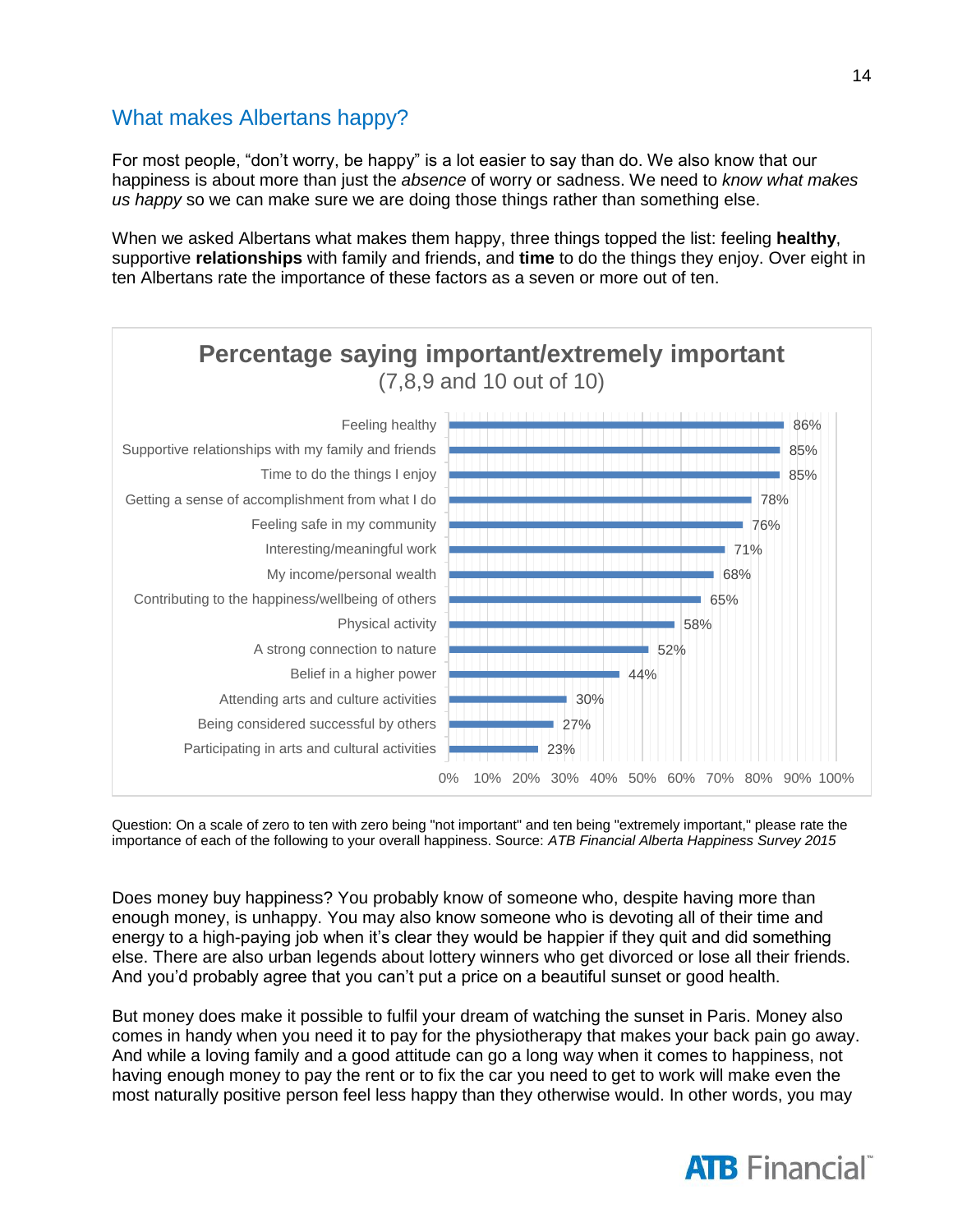## What makes Albertans happy?

For most people, "don't worry, be happy" is a lot easier to say than do. We also know that our happiness is about more than just the *absence* of worry or sadness. We need to *know what makes us happy* so we can make sure we are doing those things rather than something else.

When we asked Albertans what makes them happy, three things topped the list: feeling **healthy**, supportive **relationships** with family and friends, and **time** to do the things they enjoy. Over eight in ten Albertans rate the importance of these factors as a seven or more out of ten.

**Percentage saying important/extremely important**
(7,8,9 and 10 out of 10)

| Factor | Percentage |
|---|---|
| Feeling healthy | 86% |
| Supportive relationships with my family and friends | 85% |
| Time to do the things I enjoy | 85% |
| Getting a sense of accomplishment from what I do | 78% |
| Feeling safe in my community | 76% |
| Interesting/meaningful work | 71% |
| My income/personal wealth | 68% |
| Contributing to the happiness/wellbeing of others | 65% |
| Physical activity | 58% |
| A strong connection to nature | 52% |
| Belief in a higher power | 44% |
| Attending arts and culture activities | 30% |
| Being considered successful by others | 27% |
| Participating in arts and cultural activities | 23% |

Question: On a scale of zero to ten with zero being "not important" and ten being "extremely important," please rate the importance of each of the following to your overall happiness. Source: *ATB Financial Alberta Happiness Survey 2015*

Does money buy happiness? You probably know of someone who, despite having more than enough money, is unhappy. You may also know someone who is devoting all of their time and energy to a high-paying job when it's clear they would be happier if they quit and did something else. There are also urban legends about lottery winners who get divorced or lose all their friends. And you'd probably agree that you can't put a price on a beautiful sunset or good health.

But money does make it possible to fulfil your dream of watching the sunset in Paris. Money also comes in handy when you need it to pay for the physiotherapy that makes your back pain go away. And while a loving family and a good attitude can go a long way when it comes to happiness, not having enough money to pay the rent or to fix the car you need to get to work will make even the most naturally positive person feel less happy than they otherwise would. In other words, you may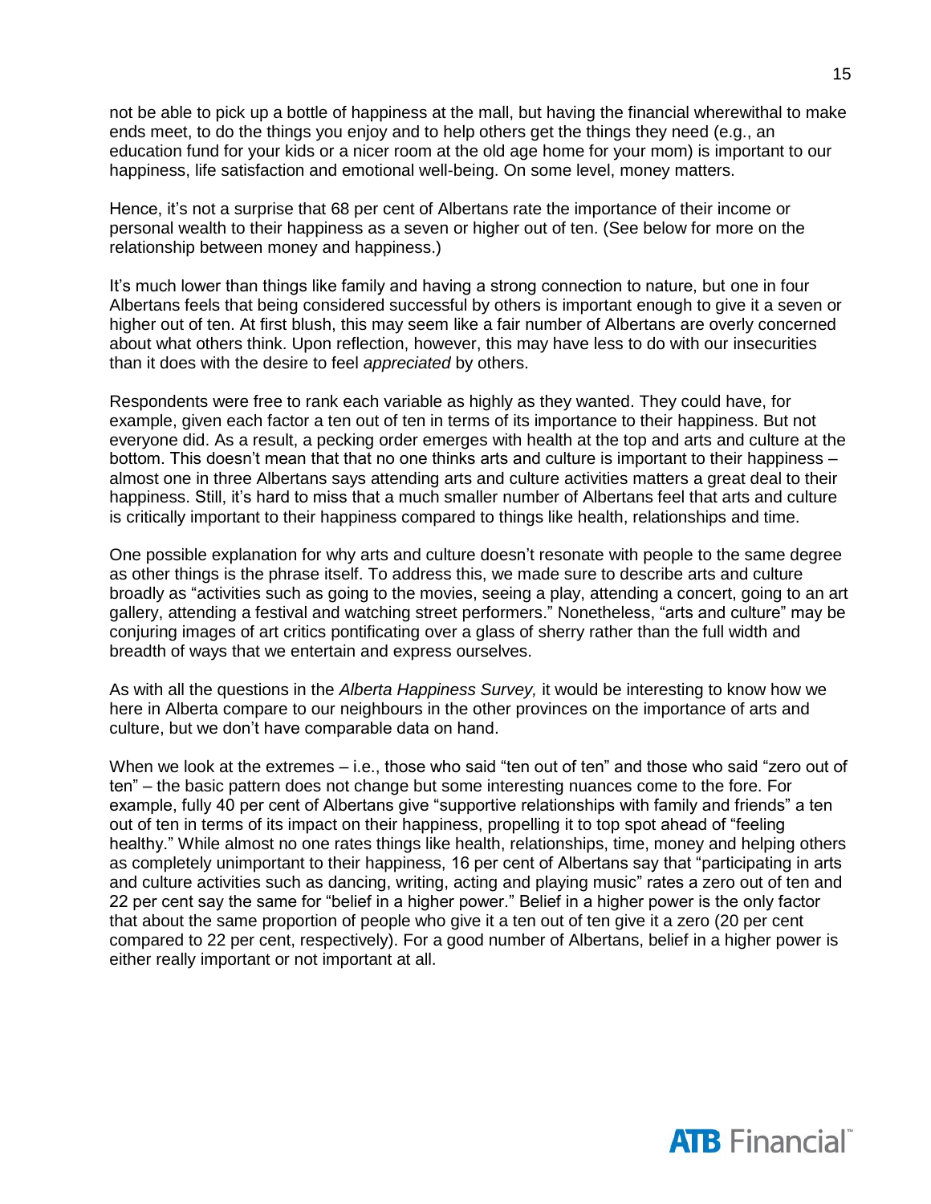not be able to pick up a bottle of happiness at the mall, but having the financial wherewithal to make ends meet, to do the things you enjoy and to help others get the things they need (e.g., an education fund for your kids or a nicer room at the old age home for your mom) is important to our happiness, life satisfaction and emotional well-being. On some level, money matters.

Hence, it's not a surprise that 68 per cent of Albertans rate the importance of their income or personal wealth to their happiness as a seven or higher out of ten. (See below for more on the relationship between money and happiness.)

It's much lower than things like family and having a strong connection to nature, but one in four Albertans feels that being considered successful by others is important enough to give it a seven or higher out of ten. At first blush, this may seem like a fair number of Albertans are overly concerned about what others think. Upon reflection, however, this may have less to do with our insecurities than it does with the desire to feel *appreciated* by others.

Respondents were free to rank each variable as highly as they wanted. They could have, for example, given each factor a ten out of ten in terms of its importance to their happiness. But not everyone did. As a result, a pecking order emerges with health at the top and arts and culture at the bottom. This doesn't mean that that no one thinks arts and culture is important to their happiness – almost one in three Albertans says attending arts and culture activities matters a great deal to their happiness. Still, it's hard to miss that a much smaller number of Albertans feel that arts and culture is critically important to their happiness compared to things like health, relationships and time.

One possible explanation for why arts and culture doesn't resonate with people to the same degree as other things is the phrase itself. To address this, we made sure to describe arts and culture broadly as "activities such as going to the movies, seeing a play, attending a concert, going to an art gallery, attending a festival and watching street performers." Nonetheless, "arts and culture" may be conjuring images of art critics pontificating over a glass of sherry rather than the full width and breadth of ways that we entertain and express ourselves.

As with all the questions in the *Alberta Happiness Survey,* it would be interesting to know how we here in Alberta compare to our neighbours in the other provinces on the importance of arts and culture, but we don't have comparable data on hand.

When we look at the extremes – i.e., those who said "ten out of ten" and those who said "zero out of ten" – the basic pattern does not change but some interesting nuances come to the fore. For example, fully 40 per cent of Albertans give "supportive relationships with family and friends" a ten out of ten in terms of its impact on their happiness, propelling it to top spot ahead of "feeling healthy." While almost no one rates things like health, relationships, time, money and helping others as completely unimportant to their happiness, 16 per cent of Albertans say that "participating in arts and culture activities such as dancing, writing, acting and playing music" rates a zero out of ten and 22 per cent say the same for "belief in a higher power." Belief in a higher power is the only factor that about the same proportion of people who give it a ten out of ten give it a zero (20 per cent compared to 22 per cent, respectively). For a good number of Albertans, belief in a higher power is either really important or not important at all.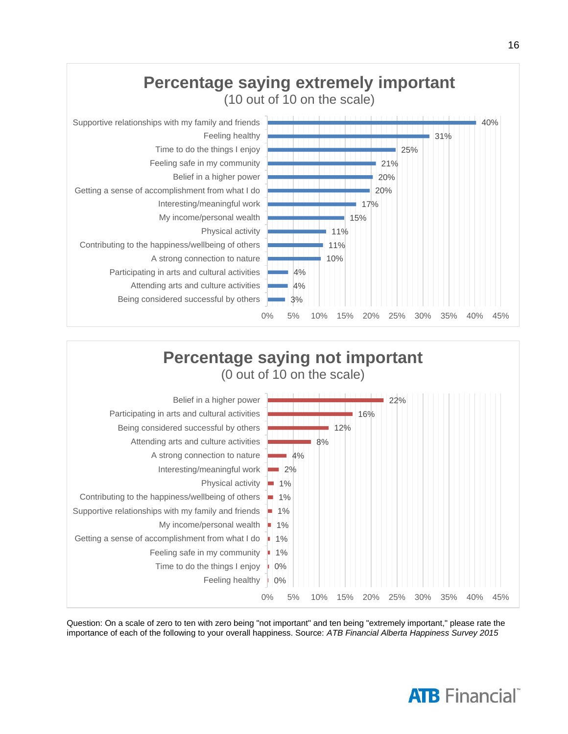## Percentage saying extremely important

(10 out of 10 on the scale)

| Item | Percentage |
|---|---|
| Supportive relationships with my family and friends | 40% |
| Feeling healthy | 31% |
| Time to do the things I enjoy | 25% |
| Feeling safe in my community | 21% |
| Belief in a higher power | 20% |
| Getting a sense of accomplishment from what I do | 20% |
| Interesting/meaningful work | 17% |
| My income/personal wealth | 15% |
| Physical activity | 11% |
| Contributing to the happiness/wellbeing of others | 11% |
| A strong connection to nature | 10% |
| Participating in arts and cultural activities | 4% |
| Attending arts and culture activities | 4% |
| Being considered successful by others | 3% |

## Percentage saying not important

(0 out of 10 on the scale)

| Item | Percentage |
|---|---|
| Belief in a higher power | 22% |
| Participating in arts and cultural activities | 16% |
| Being considered successful by others | 12% |
| Attending arts and culture activities | 8% |
| A strong connection to nature | 4% |
| Interesting/meaningful work | 2% |
| Physical activity | 1% |
| Contributing to the happiness/wellbeing of others | 1% |
| Supportive relationships with my family and friends | 1% |
| My income/personal wealth | 1% |
| Getting a sense of accomplishment from what I do | 1% |
| Feeling safe in my community | 1% |
| Time to do the things I enjoy | 0% |
| Feeling healthy | 0% |

Question: On a scale of zero to ten with zero being "not important" and ten being "extremely important," please rate the importance of each of the following to your overall happiness. Source: *ATB Financial Alberta Happiness Survey 2015*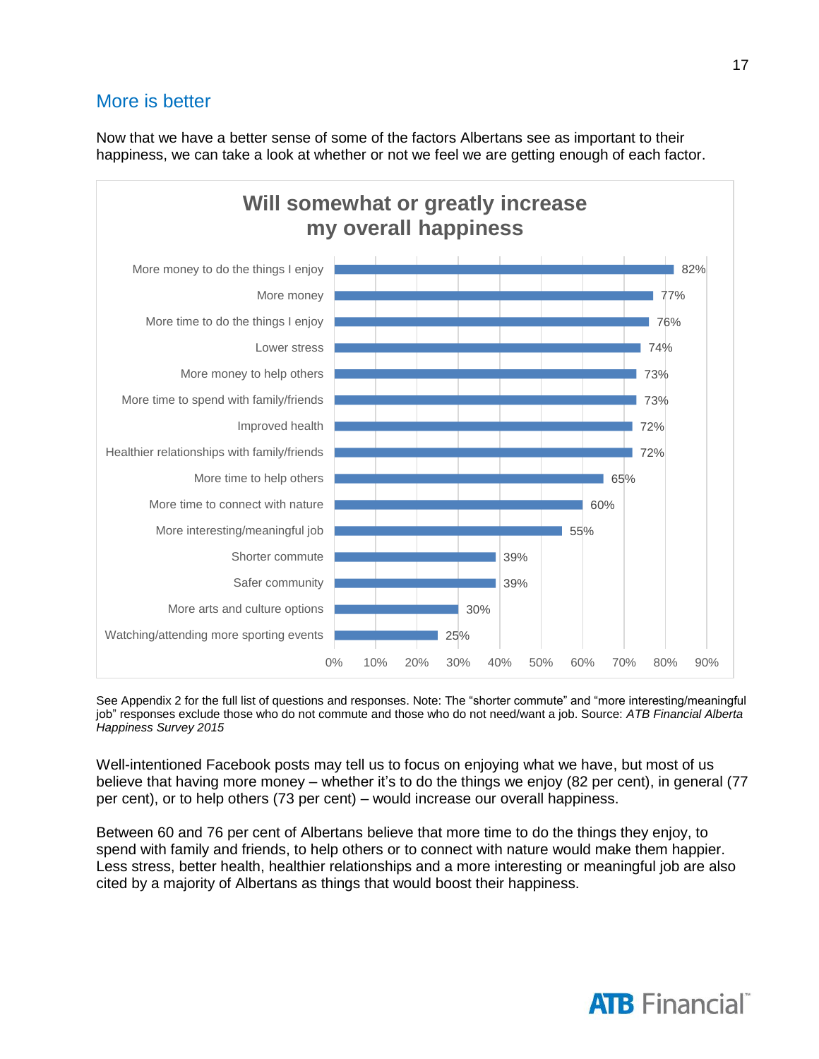## More is better

Now that we have a better sense of some of the factors Albertans see as important to their happiness, we can take a look at whether or not we feel we are getting enough of each factor.

**Will somewhat or greatly increase my overall happiness**

| Factor | Per cent |
|---|---|
| More money to do the things I enjoy | 82% |
| More money | 77% |
| More time to do the things I enjoy | 76% |
| Lower stress | 74% |
| More money to help others | 73% |
| More time to spend with family/friends | 73% |
| Improved health | 72% |
| Healthier relationships with family/friends | 72% |
| More time to help others | 65% |
| More time to connect with nature | 60% |
| More interesting/meaningful job | 55% |
| Shorter commute | 39% |
| Safer community | 39% |
| More arts and culture options | 30% |
| Watching/attending more sporting events | 25% |

See Appendix 2 for the full list of questions and responses. Note: The "shorter commute" and "more interesting/meaningful job" responses exclude those who do not commute and those who do not need/want a job. Source: *ATB Financial Alberta Happiness Survey 2015*

Well-intentioned Facebook posts may tell us to focus on enjoying what we have, but most of us believe that having more money – whether it's to do the things we enjoy (82 per cent), in general (77 per cent), or to help others (73 per cent) – would increase our overall happiness.

Between 60 and 76 per cent of Albertans believe that more time to do the things they enjoy, to spend with family and friends, to help others or to connect with nature would make them happier. Less stress, better health, healthier relationships and a more interesting or meaningful job are also cited by a majority of Albertans as things that would boost their happiness.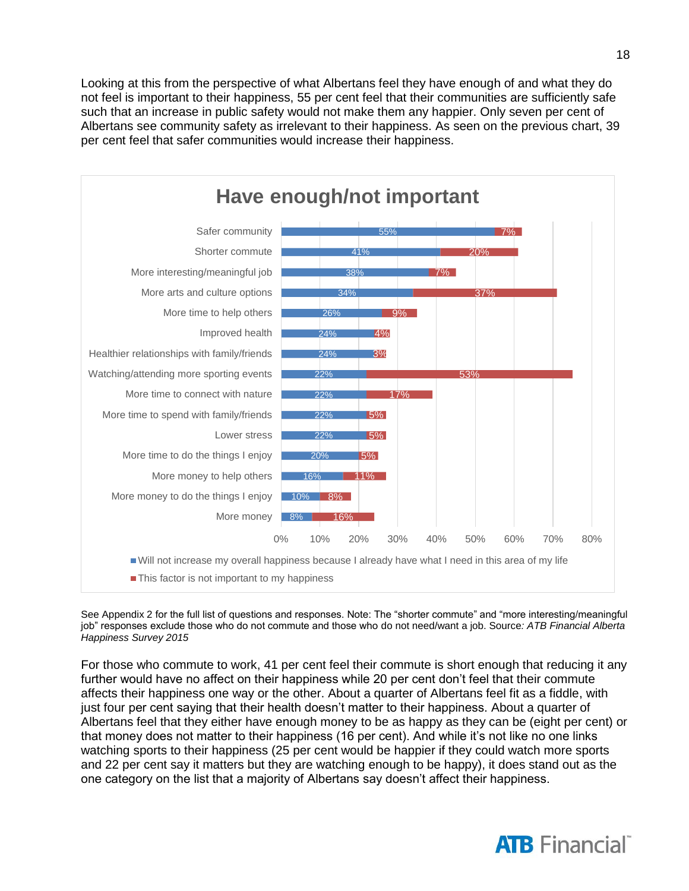Looking at this from the perspective of what Albertans feel they have enough of and what they do not feel is important to their happiness, 55 per cent feel that their communities are sufficiently safe such that an increase in public safety would not make them any happier. Only seven per cent of Albertans see community safety as irrelevant to their happiness. As seen on the previous chart, 39 per cent feel that safer communities would increase their happiness.

**Have enough/not important**

| | Will not increase my overall happiness because I already have what I need in this area of my life | This factor is not important to my happiness |
|---|---|---|
| Safer community | 55% | 7% |
| Shorter commute | 41% | 20% |
| More interesting/meaningful job | 38% | 7% |
| More arts and culture options | 34% | 37% |
| More time to help others | 26% | 9% |
| Improved health | 24% | 4% |
| Healthier relationships with family/friends | 24% | 3% |
| Watching/attending more sporting events | 22% | 53% |
| More time to connect with nature | 22% | 17% |
| More time to spend with family/friends | 22% | 5% |
| Lower stress | 22% | 5% |
| More time to do the things I enjoy | 20% | 5% |
| More money to help others | 16% | 11% |
| More money to do the things I enjoy | 10% | 8% |
| More money | 8% | 16% |

See Appendix 2 for the full list of questions and responses. Note: The "shorter commute" and "more interesting/meaningful job" responses exclude those who do not commute and those who do not need/want a job. Source*: ATB Financial Alberta Happiness Survey 2015*

For those who commute to work, 41 per cent feel their commute is short enough that reducing it any further would have no affect on their happiness while 20 per cent don't feel that their commute affects their happiness one way or the other. About a quarter of Albertans feel fit as a fiddle, with just four per cent saying that their health doesn't matter to their happiness. About a quarter of Albertans feel that they either have enough money to be as happy as they can be (eight per cent) or that money does not matter to their happiness (16 per cent). And while it's not like no one links watching sports to their happiness (25 per cent would be happier if they could watch more sports and 22 per cent say it matters but they are watching enough to be happy), it does stand out as the one category on the list that a majority of Albertans say doesn't affect their happiness.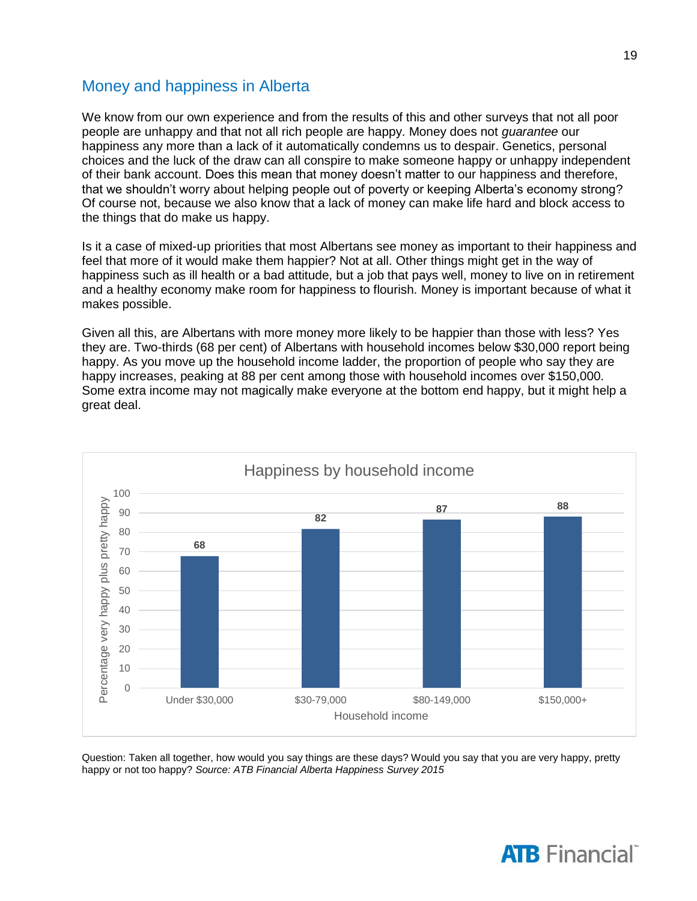## Money and happiness in Alberta

We know from our own experience and from the results of this and other surveys that not all poor people are unhappy and that not all rich people are happy. Money does not *guarantee* our happiness any more than a lack of it automatically condemns us to despair. Genetics, personal choices and the luck of the draw can all conspire to make someone happy or unhappy independent of their bank account. Does this mean that money doesn't matter to our happiness and therefore, that we shouldn't worry about helping people out of poverty or keeping Alberta's economy strong? Of course not, because we also know that a lack of money can make life hard and block access to the things that do make us happy.

Is it a case of mixed-up priorities that most Albertans see money as important to their happiness and feel that more of it would make them happier? Not at all. Other things might get in the way of happiness such as ill health or a bad attitude, but a job that pays well, money to live on in retirement and a healthy economy make room for happiness to flourish. Money is important because of what it makes possible.

Given all this, are Albertans with more money more likely to be happier than those with less? Yes they are. Two-thirds (68 per cent) of Albertans with household incomes below $30,000 report being happy. As you move up the household income ladder, the proportion of people who say they are happy increases, peaking at 88 per cent among those with household incomes over $150,000. Some extra income may not magically make everyone at the bottom end happy, but it might help a great deal.

**Happiness by household income**

| Household income | Percentage very happy plus pretty happy |
|---|---|
| Under $30,000 | 68 |
| $30-79,000 | 82 |
| $80-149,000 | 87 |
| $150,000+ | 88 |

Question: Taken all together, how would you say things are these days? Would you say that you are very happy, pretty happy or not too happy? *Source: ATB Financial Alberta Happiness Survey 2015*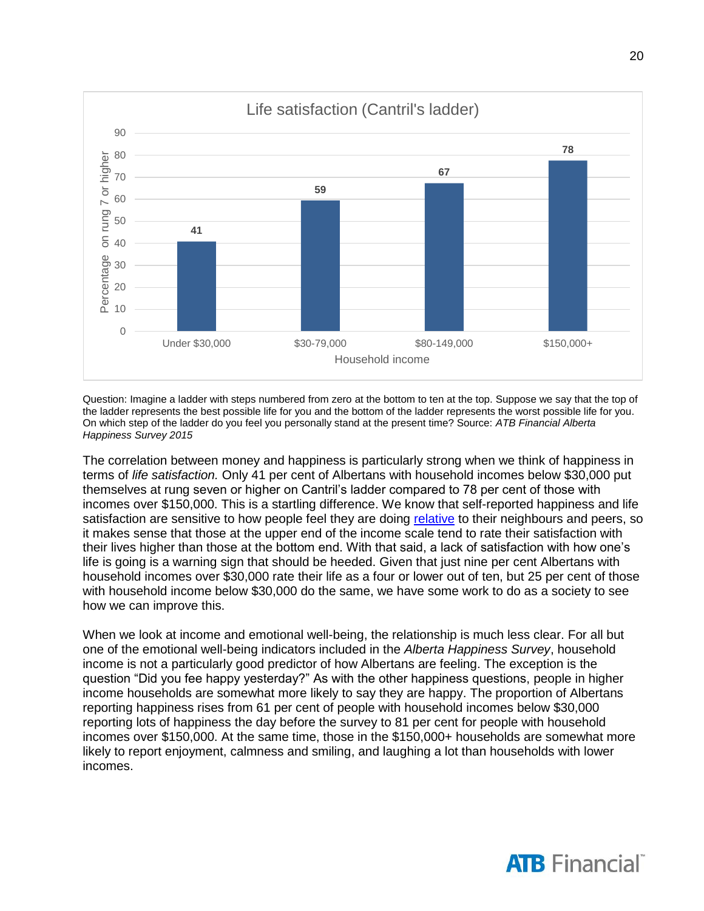**Life satisfaction (Cantril's ladder)**

| Household income | Percentage on rung 7 or higher |
| --- | --- |
| Under $30,000 | 41 |
| $30-79,000 | 59 |
| $80-149,000 | 67 |
| $150,000+ | 78 |

Question: Imagine a ladder with steps numbered from zero at the bottom to ten at the top. Suppose we say that the top of the ladder represents the best possible life for you and the bottom of the ladder represents the worst possible life for you. On which step of the ladder do you feel you personally stand at the present time? Source: *ATB Financial Alberta Happiness Survey 2015*

The correlation between money and happiness is particularly strong when we think of happiness in terms of *life satisfaction.* Only 41 per cent of Albertans with household incomes below $30,000 put themselves at rung seven or higher on Cantril's ladder compared to 78 per cent of those with incomes over $150,000. This is a startling difference. We know that self-reported happiness and life satisfaction are sensitive to how people feel they are doing relative to their neighbours and peers, so it makes sense that those at the upper end of the income scale tend to rate their satisfaction with their lives higher than those at the bottom end. With that said, a lack of satisfaction with how one's life is going is a warning sign that should be heeded. Given that just nine per cent Albertans with household incomes over $30,000 rate their life as a four or lower out of ten, but 25 per cent of those with household income below $30,000 do the same, we have some work to do as a society to see how we can improve this.

When we look at income and emotional well-being, the relationship is much less clear. For all but one of the emotional well-being indicators included in the *Alberta Happiness Survey*, household income is not a particularly good predictor of how Albertans are feeling. The exception is the question "Did you fee happy yesterday?" As with the other happiness questions, people in higher income households are somewhat more likely to say they are happy. The proportion of Albertans reporting happiness rises from 61 per cent of people with household incomes below $30,000 reporting lots of happiness the day before the survey to 81 per cent for people with household incomes over $150,000. At the same time, those in the $150,000+ households are somewhat more likely to report enjoyment, calmness and smiling, and laughing a lot than households with lower incomes.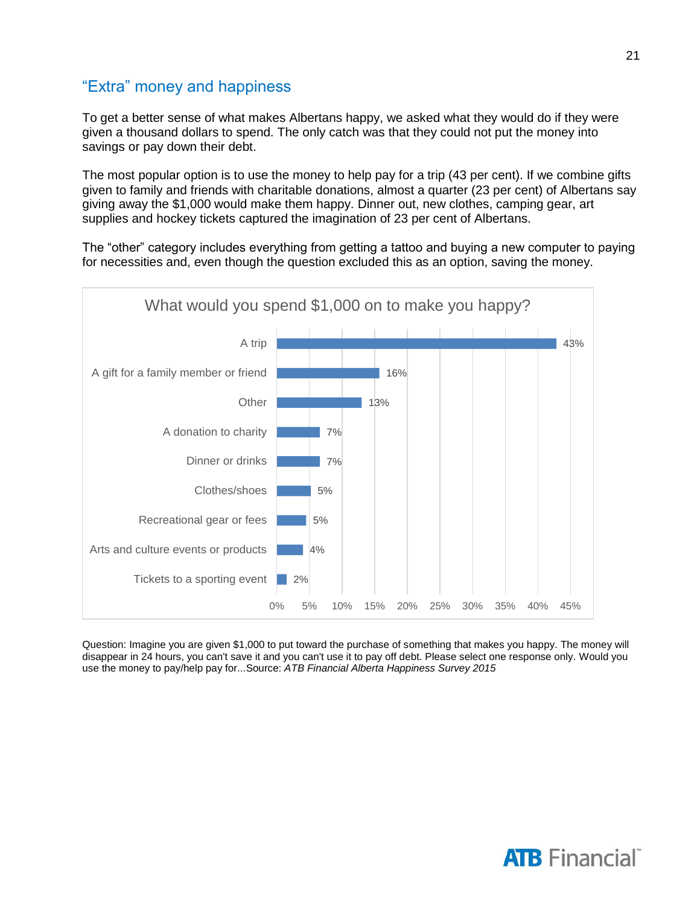## “Extra” money and happiness

To get a better sense of what makes Albertans happy, we asked what they would do if they were given a thousand dollars to spend. The only catch was that they could not put the money into savings or pay down their debt.

The most popular option is to use the money to help pay for a trip (43 per cent). If we combine gifts given to family and friends with charitable donations, almost a quarter (23 per cent) of Albertans say giving away the $1,000 would make them happy. Dinner out, new clothes, camping gear, art supplies and hockey tickets captured the imagination of 23 per cent of Albertans.

The “other” category includes everything from getting a tattoo and buying a new computer to paying for necessities and, even though the question excluded this as an option, saving the money.

**What would you spend $1,000 on to make you happy?**

| Response | Per cent |
|---|---|
| A trip | 43% |
| A gift for a family member or friend | 16% |
| Other | 13% |
| A donation to charity | 7% |
| Dinner or drinks | 7% |
| Clothes/shoes | 5% |
| Recreational gear or fees | 5% |
| Arts and culture events or products | 4% |
| Tickets to a sporting event | 2% |

Question: Imagine you are given $1,000 to put toward the purchase of something that makes you happy. The money will disappear in 24 hours, you can't save it and you can't use it to pay off debt. Please select one response only. Would you use the money to pay/help pay for...Source: *ATB Financial Alberta Happiness Survey 2015*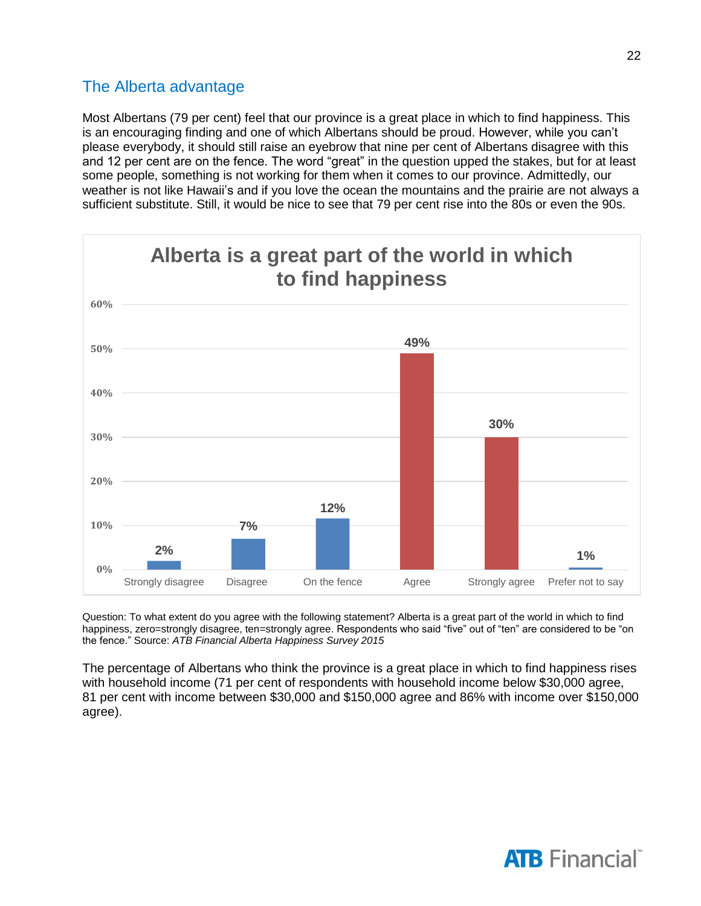## The Alberta advantage

Most Albertans (79 per cent) feel that our province is a great place in which to find happiness. This is an encouraging finding and one of which Albertans should be proud. However, while you can't please everybody, it should still raise an eyebrow that nine per cent of Albertans disagree with this and 12 per cent are on the fence. The word "great" in the question upped the stakes, but for at least some people, something is not working for them when it comes to our province. Admittedly, our weather is not like Hawaii's and if you love the ocean the mountains and the prairie are not always a sufficient substitute. Still, it would be nice to see that 79 per cent rise into the 80s or even the 90s.

**Alberta is a great part of the world in which to find happiness**

| Response | Percentage |
|---|---|
| Strongly disagree | 2% |
| Disagree | 7% |
| On the fence | 12% |
| Agree | 49% |
| Strongly agree | 30% |
| Prefer not to say | 1% |

Question: To what extent do you agree with the following statement? Alberta is a great part of the world in which to find happiness, zero=strongly disagree, ten=strongly agree. Respondents who said "five" out of "ten" are considered to be "on the fence." Source: *ATB Financial Alberta Happiness Survey 2015*

The percentage of Albertans who think the province is a great place in which to find happiness rises with household income (71 per cent of respondents with household income below $30,000 agree, 81 per cent with income between $30,000 and $150,000 agree and 86% with income over $150,000 agree).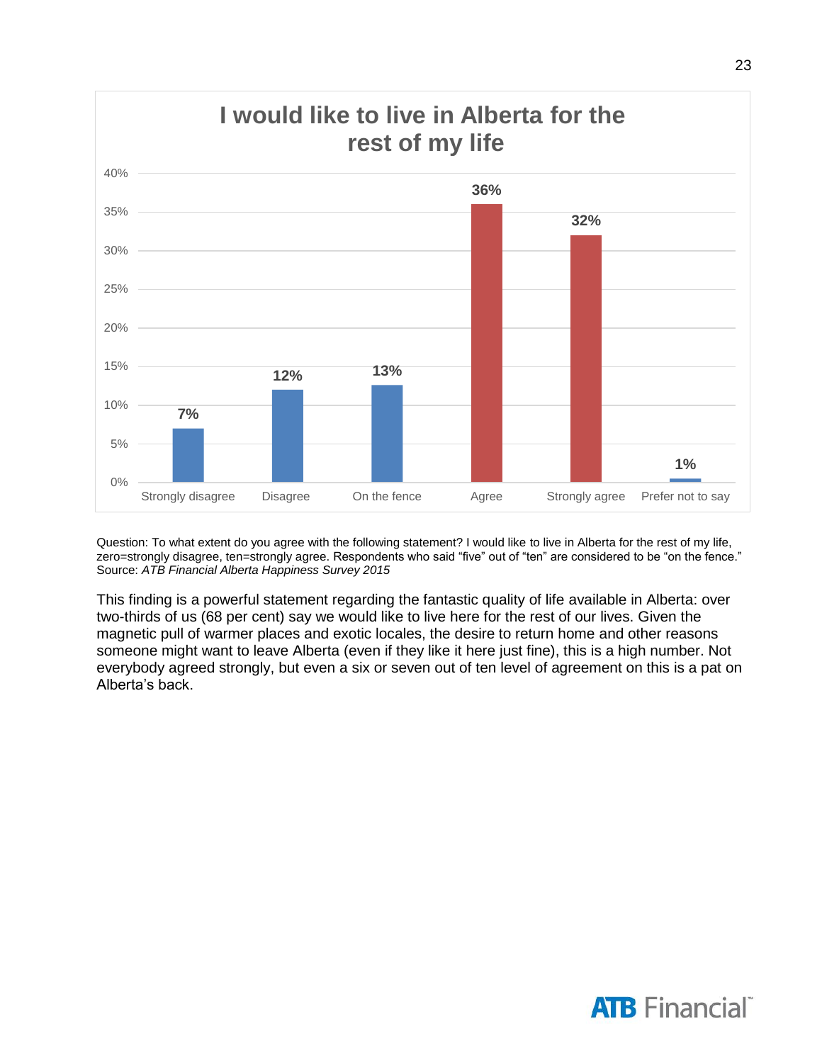## I would like to live in Alberta for the rest of my life

| Response | Percentage |
|---|---|
| Strongly disagree | 7% |
| Disagree | 12% |
| On the fence | 13% |
| Agree | 36% |
| Strongly agree | 32% |
| Prefer not to say | 1% |

Question: To what extent do you agree with the following statement? I would like to live in Alberta for the rest of my life, zero=strongly disagree, ten=strongly agree. Respondents who said "five" out of "ten" are considered to be "on the fence."
Source: *ATB Financial Alberta Happiness Survey 2015*

This finding is a powerful statement regarding the fantastic quality of life available in Alberta: over two-thirds of us (68 per cent) say we would like to live here for the rest of our lives. Given the magnetic pull of warmer places and exotic locales, the desire to return home and other reasons someone might want to leave Alberta (even if they like it here just fine), this is a high number. Not everybody agreed strongly, but even a six or seven out of ten level of agreement on this is a pat on Alberta's back.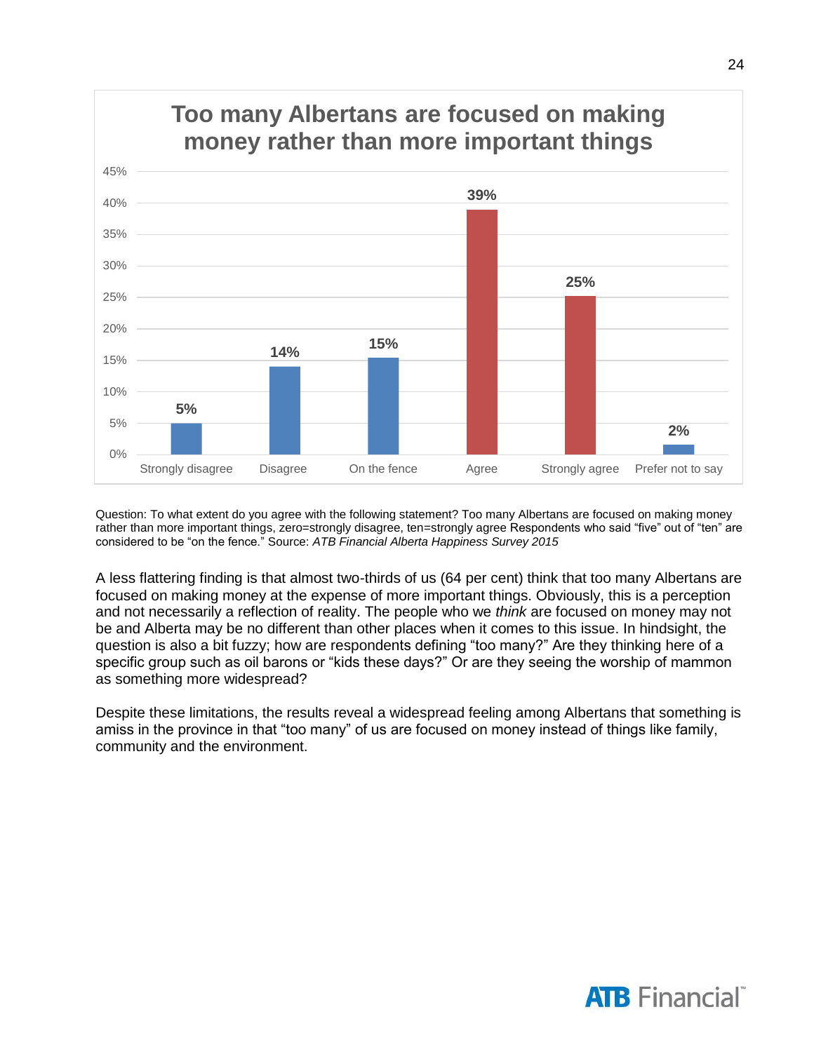## Too many Albertans are focused on making money rather than more important things

| Response | Percentage |
|---|---|
| Strongly disagree | 5% |
| Disagree | 14% |
| On the fence | 15% |
| Agree | 39% |
| Strongly agree | 25% |
| Prefer not to say | 2% |

Question: To what extent do you agree with the following statement? Too many Albertans are focused on making money rather than more important things, zero=strongly disagree, ten=strongly agree Respondents who said "five" out of "ten" are considered to be "on the fence." Source: *ATB Financial Alberta Happiness Survey 2015*

A less flattering finding is that almost two-thirds of us (64 per cent) think that too many Albertans are focused on making money at the expense of more important things. Obviously, this is a perception and not necessarily a reflection of reality. The people who we *think* are focused on money may not be and Alberta may be no different than other places when it comes to this issue. In hindsight, the question is also a bit fuzzy; how are respondents defining "too many?" Are they thinking here of a specific group such as oil barons or "kids these days?" Or are they seeing the worship of mammon as something more widespread?

Despite these limitations, the results reveal a widespread feeling among Albertans that something is amiss in the province in that "too many" of us are focused on money instead of things like family, community and the environment.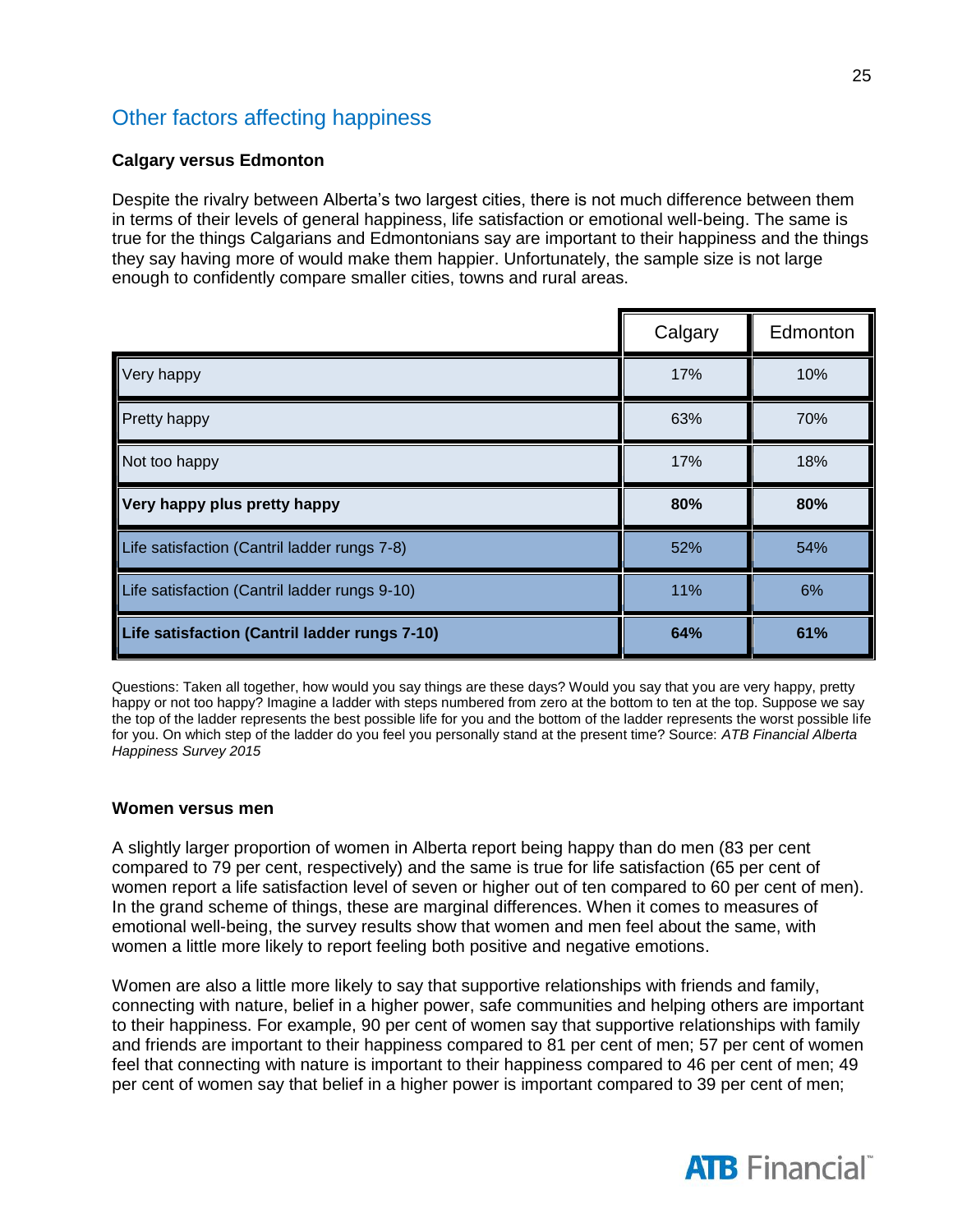## Other factors affecting happiness

**Calgary versus Edmonton**

Despite the rivalry between Alberta's two largest cities, there is not much difference between them in terms of their levels of general happiness, life satisfaction or emotional well-being. The same is true for the things Calgarians and Edmontonians say are important to their happiness and the things they say having more of would make them happier. Unfortunately, the sample size is not large enough to confidently compare smaller cities, towns and rural areas.

| | Calgary | Edmonton |
|---|---|---|
| Very happy | 17% | 10% |
| Pretty happy | 63% | 70% |
| Not too happy | 17% | 18% |
| **Very happy plus pretty happy** | **80%** | **80%** |
| Life satisfaction (Cantril ladder rungs 7-8) | 52% | 54% |
| Life satisfaction (Cantril ladder rungs 9-10) | 11% | 6% |
| **Life satisfaction (Cantril ladder rungs 7-10)** | **64%** | **61%** |

Questions: Taken all together, how would you say things are these days? Would you say that you are very happy, pretty happy or not too happy? Imagine a ladder with steps numbered from zero at the bottom to ten at the top. Suppose we say the top of the ladder represents the best possible life for you and the bottom of the ladder represents the worst possible life for you. On which step of the ladder do you feel you personally stand at the present time? Source: *ATB Financial Alberta Happiness Survey 2015*

**Women versus men**

A slightly larger proportion of women in Alberta report being happy than do men (83 per cent compared to 79 per cent, respectively) and the same is true for life satisfaction (65 per cent of women report a life satisfaction level of seven or higher out of ten compared to 60 per cent of men). In the grand scheme of things, these are marginal differences. When it comes to measures of emotional well-being, the survey results show that women and men feel about the same, with women a little more likely to report feeling both positive and negative emotions.

Women are also a little more likely to say that supportive relationships with friends and family, connecting with nature, belief in a higher power, safe communities and helping others are important to their happiness. For example, 90 per cent of women say that supportive relationships with family and friends are important to their happiness compared to 81 per cent of men; 57 per cent of women feel that connecting with nature is important to their happiness compared to 46 per cent of men; 49 per cent of women say that belief in a higher power is important compared to 39 per cent of men;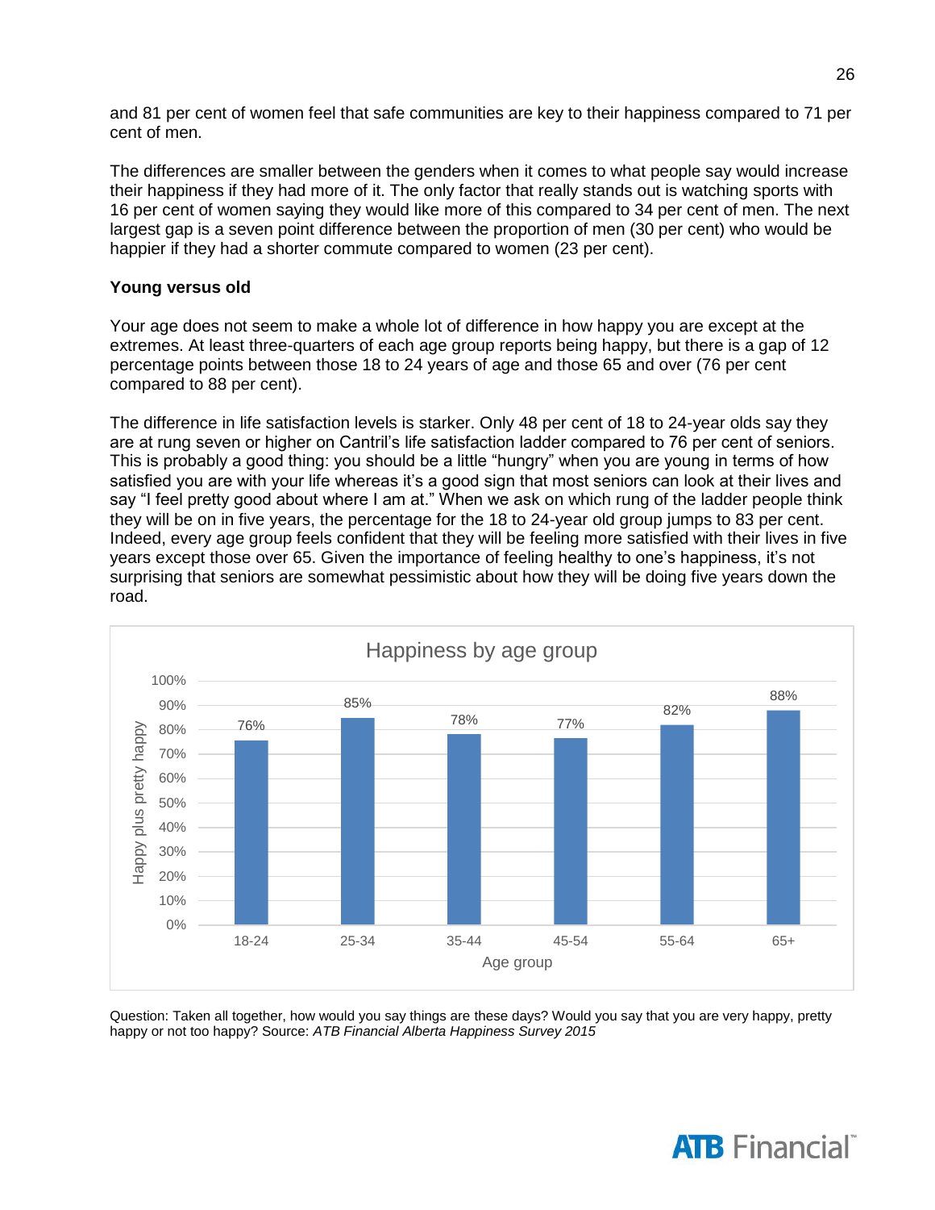and 81 per cent of women feel that safe communities are key to their happiness compared to 71 per cent of men.

The differences are smaller between the genders when it comes to what people say would increase their happiness if they had more of it. The only factor that really stands out is watching sports with 16 per cent of women saying they would like more of this compared to 34 per cent of men. The next largest gap is a seven point difference between the proportion of men (30 per cent) who would be happier if they had a shorter commute compared to women (23 per cent).

**Young versus old**

Your age does not seem to make a whole lot of difference in how happy you are except at the extremes. At least three-quarters of each age group reports being happy, but there is a gap of 12 percentage points between those 18 to 24 years of age and those 65 and over (76 per cent compared to 88 per cent).

The difference in life satisfaction levels is starker. Only 48 per cent of 18 to 24-year olds say they are at rung seven or higher on Cantril's life satisfaction ladder compared to 76 per cent of seniors. This is probably a good thing: you should be a little "hungry" when you are young in terms of how satisfied you are with your life whereas it's a good sign that most seniors can look at their lives and say "I feel pretty good about where I am at." When we ask on which rung of the ladder people think they will be on in five years, the percentage for the 18 to 24-year old group jumps to 83 per cent. Indeed, every age group feels confident that they will be feeling more satisfied with their lives in five years except those over 65. Given the importance of feeling healthy to one's happiness, it's not surprising that seniors are somewhat pessimistic about how they will be doing five years down the road.

**Happiness by age group**

| Age group | Happy plus pretty happy |
|---|---|
| 18-24 | 76% |
| 25-34 | 85% |
| 35-44 | 78% |
| 45-54 | 77% |
| 55-64 | 82% |
| 65+ | 88% |

Question: Taken all together, how would you say things are these days? Would you say that you are very happy, pretty happy or not too happy? Source: *ATB Financial Alberta Happiness Survey 2015*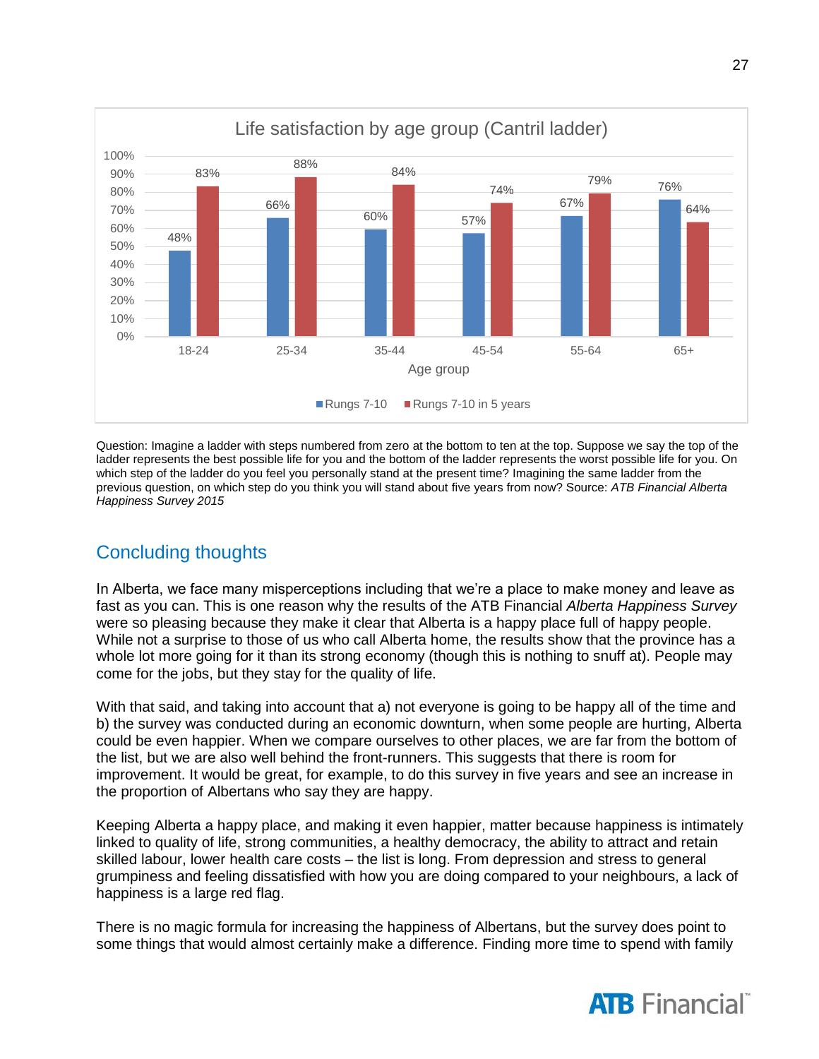**Life satisfaction by age group (Cantril ladder)**

| Age group | Rungs 7-10 | Rungs 7-10 in 5 years |
| --- | --- | --- |
| 18-24 | 48% | 83% |
| 25-34 | 66% | 88% |
| 35-44 | 60% | 84% |
| 45-54 | 57% | 74% |
| 55-64 | 67% | 79% |
| 65+ | 76% | 64% |

Question: Imagine a ladder with steps numbered from zero at the bottom to ten at the top. Suppose we say the top of the ladder represents the best possible life for you and the bottom of the ladder represents the worst possible life for you. On which step of the ladder do you feel you personally stand at the present time? Imagining the same ladder from the previous question, on which step do you think you will stand about five years from now? Source: *ATB Financial Alberta Happiness Survey 2015*

## Concluding thoughts

In Alberta, we face many misperceptions including that we're a place to make money and leave as fast as you can. This is one reason why the results of the ATB Financial *Alberta Happiness Survey* were so pleasing because they make it clear that Alberta is a happy place full of happy people. While not a surprise to those of us who call Alberta home, the results show that the province has a whole lot more going for it than its strong economy (though this is nothing to snuff at). People may come for the jobs, but they stay for the quality of life.

With that said, and taking into account that a) not everyone is going to be happy all of the time and b) the survey was conducted during an economic downturn, when some people are hurting, Alberta could be even happier. When we compare ourselves to other places, we are far from the bottom of the list, but we are also well behind the front-runners. This suggests that there is room for improvement. It would be great, for example, to do this survey in five years and see an increase in the proportion of Albertans who say they are happy.

Keeping Alberta a happy place, and making it even happier, matter because happiness is intimately linked to quality of life, strong communities, a healthy democracy, the ability to attract and retain skilled labour, lower health care costs – the list is long. From depression and stress to general grumpiness and feeling dissatisfied with how you are doing compared to your neighbours, a lack of happiness is a large red flag.

There is no magic formula for increasing the happiness of Albertans, but the survey does point to some things that would almost certainly make a difference. Finding more time to spend with family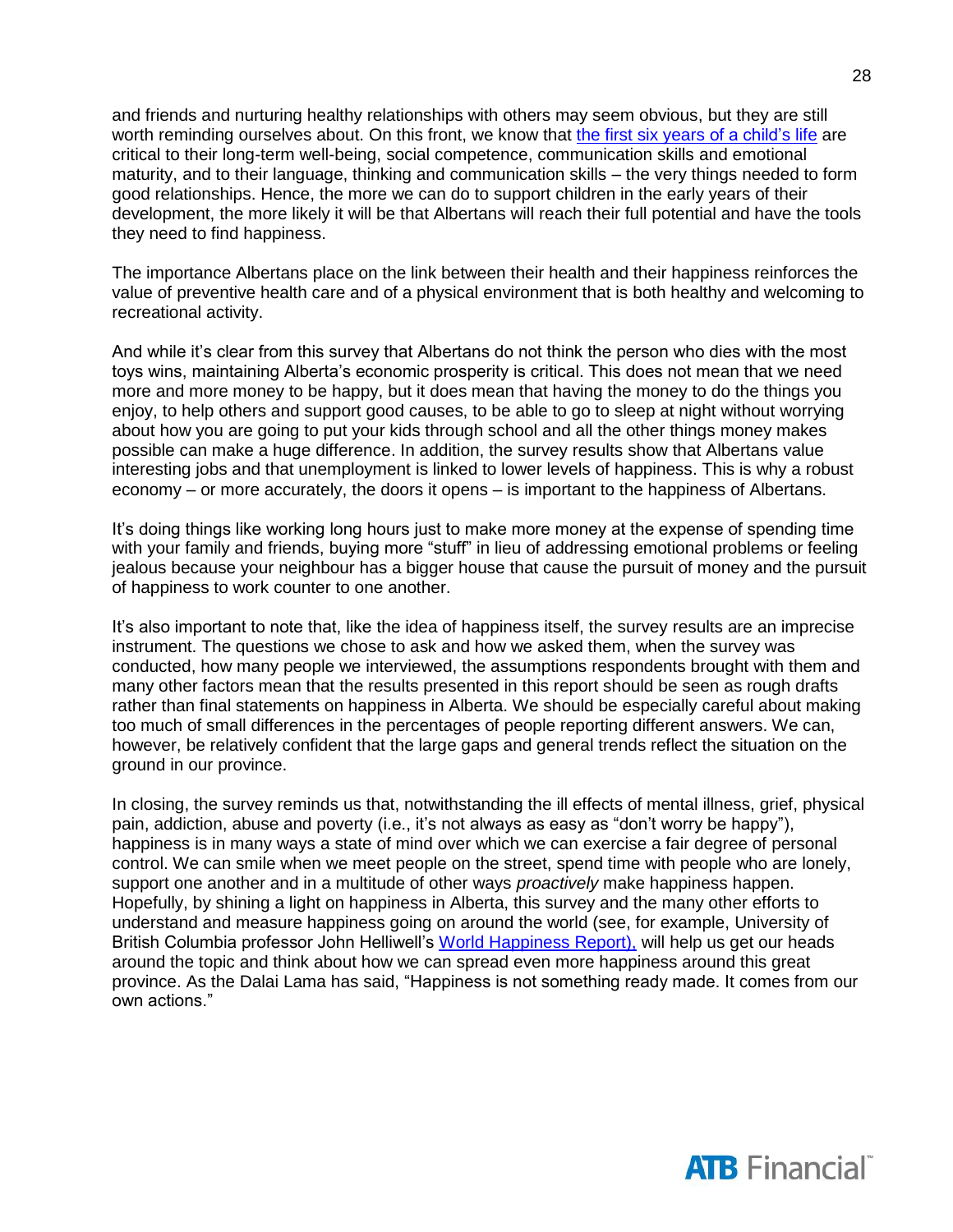and friends and nurturing healthy relationships with others may seem obvious, but they are still worth reminding ourselves about. On this front, we know that [the first six years of a child's life] are critical to their long-term well-being, social competence, communication skills and emotional maturity, and to their language, thinking and communication skills – the very things needed to form good relationships. Hence, the more we can do to support children in the early years of their development, the more likely it will be that Albertans will reach their full potential and have the tools they need to find happiness.

The importance Albertans place on the link between their health and their happiness reinforces the value of preventive health care and of a physical environment that is both healthy and welcoming to recreational activity.

And while it's clear from this survey that Albertans do not think the person who dies with the most toys wins, maintaining Alberta's economic prosperity is critical. This does not mean that we need more and more money to be happy, but it does mean that having the money to do the things you enjoy, to help others and support good causes, to be able to go to sleep at night without worrying about how you are going to put your kids through school and all the other things money makes possible can make a huge difference. In addition, the survey results show that Albertans value interesting jobs and that unemployment is linked to lower levels of happiness. This is why a robust economy – or more accurately, the doors it opens – is important to the happiness of Albertans.

It's doing things like working long hours just to make more money at the expense of spending time with your family and friends, buying more "stuff" in lieu of addressing emotional problems or feeling jealous because your neighbour has a bigger house that cause the pursuit of money and the pursuit of happiness to work counter to one another.

It's also important to note that, like the idea of happiness itself, the survey results are an imprecise instrument. The questions we chose to ask and how we asked them, when the survey was conducted, how many people we interviewed, the assumptions respondents brought with them and many other factors mean that the results presented in this report should be seen as rough drafts rather than final statements on happiness in Alberta. We should be especially careful about making too much of small differences in the percentages of people reporting different answers. We can, however, be relatively confident that the large gaps and general trends reflect the situation on the ground in our province.

In closing, the survey reminds us that, notwithstanding the ill effects of mental illness, grief, physical pain, addiction, abuse and poverty (i.e., it's not always as easy as "don't worry be happy"), happiness is in many ways a state of mind over which we can exercise a fair degree of personal control. We can smile when we meet people on the street, spend time with people who are lonely, support one another and in a multitude of other ways *proactively* make happiness happen. Hopefully, by shining a light on happiness in Alberta, this survey and the many other efforts to understand and measure happiness going on around the world (see, for example, University of British Columbia professor John Helliwell's [World Happiness Report),] will help us get our heads around the topic and think about how we can spread even more happiness around this great province. As the Dalai Lama has said, "Happiness is not something ready made. It comes from our own actions."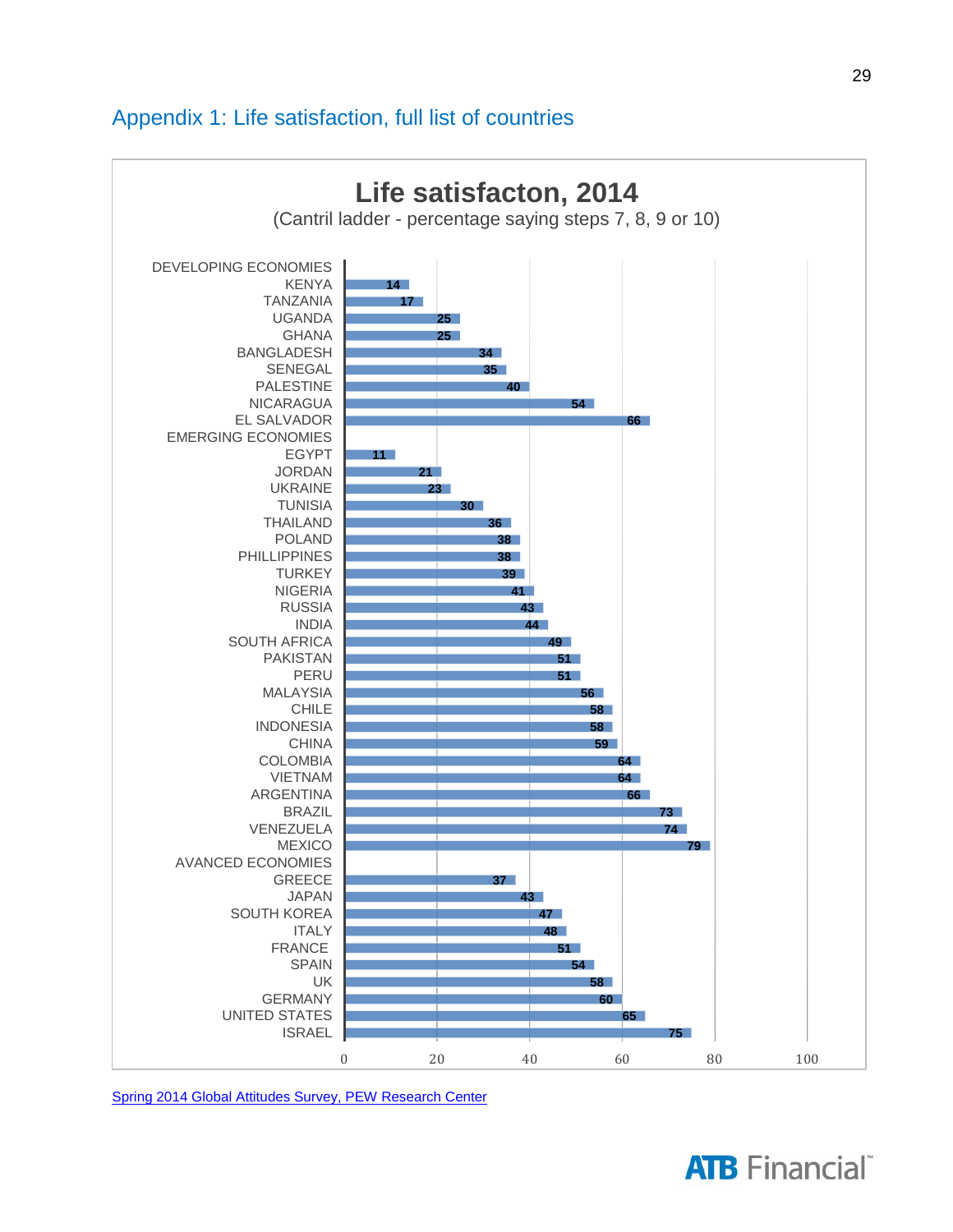## Appendix 1: Life satisfaction, full list of countries

**Life satisfacton, 2014**

(Cantril ladder - percentage saying steps 7, 8, 9 or 10)

| Country | % |
|---|---|
| **DEVELOPING ECONOMIES** | |
| KENYA | 14 |
| TANZANIA | 17 |
| UGANDA | 25 |
| GHANA | 25 |
| BANGLADESH | 34 |
| SENEGAL | 35 |
| PALESTINE | 40 |
| NICARAGUA | 54 |
| EL SALVADOR | 66 |
| **EMERGING ECONOMIES** | |
| EGYPT | 11 |
| JORDAN | 21 |
| UKRAINE | 23 |
| TUNISIA | 30 |
| THAILAND | 36 |
| POLAND | 38 |
| PHILLIPPINES | 38 |
| TURKEY | 39 |
| NIGERIA | 41 |
| RUSSIA | 43 |
| INDIA | 44 |
| SOUTH AFRICA | 49 |
| PAKISTAN | 51 |
| PERU | 51 |
| MALAYSIA | 56 |
| CHILE | 58 |
| INDONESIA | 58 |
| CHINA | 59 |
| COLOMBIA | 64 |
| VIETNAM | 64 |
| ARGENTINA | 66 |
| BRAZIL | 73 |
| VENEZUELA | 74 |
| MEXICO | 79 |
| **AVANCED ECONOMIES** | |
| GREECE | 37 |
| JAPAN | 43 |
| SOUTH KOREA | 47 |
| ITALY | 48 |
| FRANCE | 51 |
| SPAIN | 54 |
| UK | 58 |
| GERMANY | 60 |
| UNITED STATES | 65 |
| ISRAEL | 75 |

Spring 2014 Global Attitudes Survey, PEW Research Center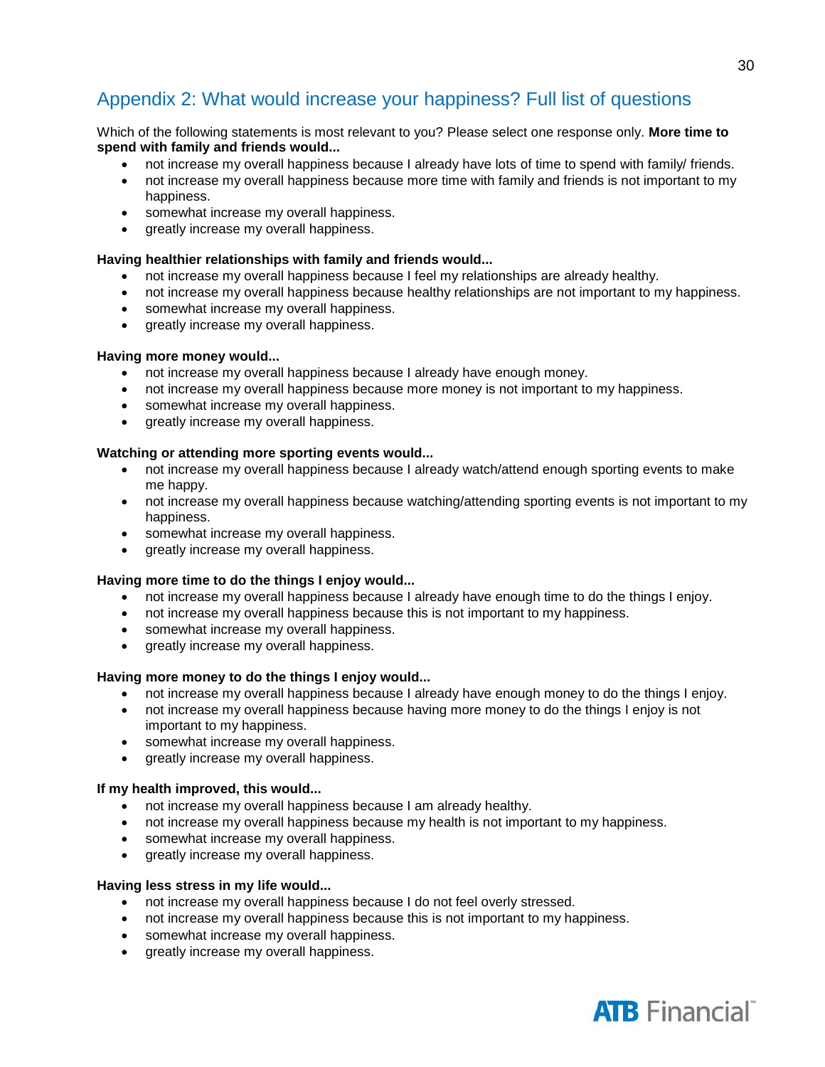## Appendix 2: What would increase your happiness? Full list of questions

Which of the following statements is most relevant to you? Please select one response only. **More time to spend with family and friends would...**

- not increase my overall happiness because I already have lots of time to spend with family/ friends.
- not increase my overall happiness because more time with family and friends is not important to my happiness.
- somewhat increase my overall happiness.
- greatly increase my overall happiness.

**Having healthier relationships with family and friends would...**

- not increase my overall happiness because I feel my relationships are already healthy.
- not increase my overall happiness because healthy relationships are not important to my happiness.
- somewhat increase my overall happiness.
- greatly increase my overall happiness.

**Having more money would...**

- not increase my overall happiness because I already have enough money.
- not increase my overall happiness because more money is not important to my happiness.
- somewhat increase my overall happiness.
- greatly increase my overall happiness.

**Watching or attending more sporting events would...**

- not increase my overall happiness because I already watch/attend enough sporting events to make me happy.
- not increase my overall happiness because watching/attending sporting events is not important to my happiness.
- somewhat increase my overall happiness.
- greatly increase my overall happiness.

**Having more time to do the things I enjoy would...**

- not increase my overall happiness because I already have enough time to do the things I enjoy.
- not increase my overall happiness because this is not important to my happiness.
- somewhat increase my overall happiness.
- greatly increase my overall happiness.

**Having more money to do the things I enjoy would...**

- not increase my overall happiness because I already have enough money to do the things I enjoy.
- not increase my overall happiness because having more money to do the things I enjoy is not important to my happiness.
- somewhat increase my overall happiness.
- greatly increase my overall happiness.

**If my health improved, this would...**

- not increase my overall happiness because I am already healthy.
- not increase my overall happiness because my health is not important to my happiness.
- somewhat increase my overall happiness.
- greatly increase my overall happiness.

**Having less stress in my life would...**

- not increase my overall happiness because I do not feel overly stressed.
- not increase my overall happiness because this is not important to my happiness.
- somewhat increase my overall happiness.
- greatly increase my overall happiness.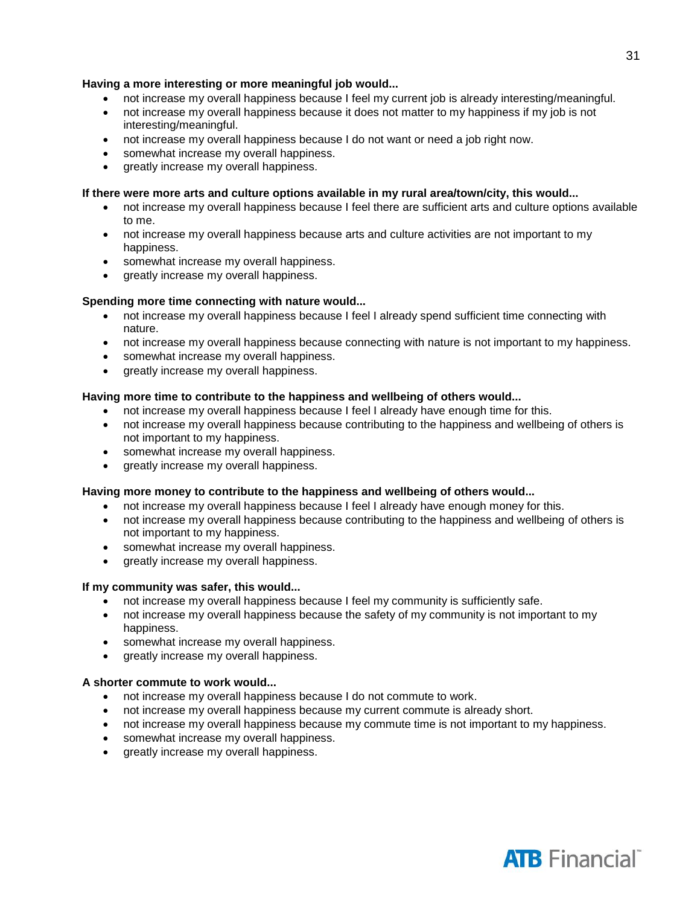**Having a more interesting or more meaningful job would...**

- not increase my overall happiness because I feel my current job is already interesting/meaningful.
- not increase my overall happiness because it does not matter to my happiness if my job is not interesting/meaningful.
- not increase my overall happiness because I do not want or need a job right now.
- somewhat increase my overall happiness.
- greatly increase my overall happiness.

**If there were more arts and culture options available in my rural area/town/city, this would...**

- not increase my overall happiness because I feel there are sufficient arts and culture options available to me.
- not increase my overall happiness because arts and culture activities are not important to my happiness.
- somewhat increase my overall happiness.
- greatly increase my overall happiness.

**Spending more time connecting with nature would...**

- not increase my overall happiness because I feel I already spend sufficient time connecting with nature.
- not increase my overall happiness because connecting with nature is not important to my happiness.
- somewhat increase my overall happiness.
- greatly increase my overall happiness.

**Having more time to contribute to the happiness and wellbeing of others would...**

- not increase my overall happiness because I feel I already have enough time for this.
- not increase my overall happiness because contributing to the happiness and wellbeing of others is not important to my happiness.
- somewhat increase my overall happiness.
- greatly increase my overall happiness.

**Having more money to contribute to the happiness and wellbeing of others would...**

- not increase my overall happiness because I feel I already have enough money for this.
- not increase my overall happiness because contributing to the happiness and wellbeing of others is not important to my happiness.
- somewhat increase my overall happiness.
- greatly increase my overall happiness.

**If my community was safer, this would...**

- not increase my overall happiness because I feel my community is sufficiently safe.
- not increase my overall happiness because the safety of my community is not important to my happiness.
- somewhat increase my overall happiness.
- greatly increase my overall happiness.

**A shorter commute to work would...**

- not increase my overall happiness because I do not commute to work.
- not increase my overall happiness because my current commute is already short.
- not increase my overall happiness because my commute time is not important to my happiness.
- somewhat increase my overall happiness.
- greatly increase my overall happiness.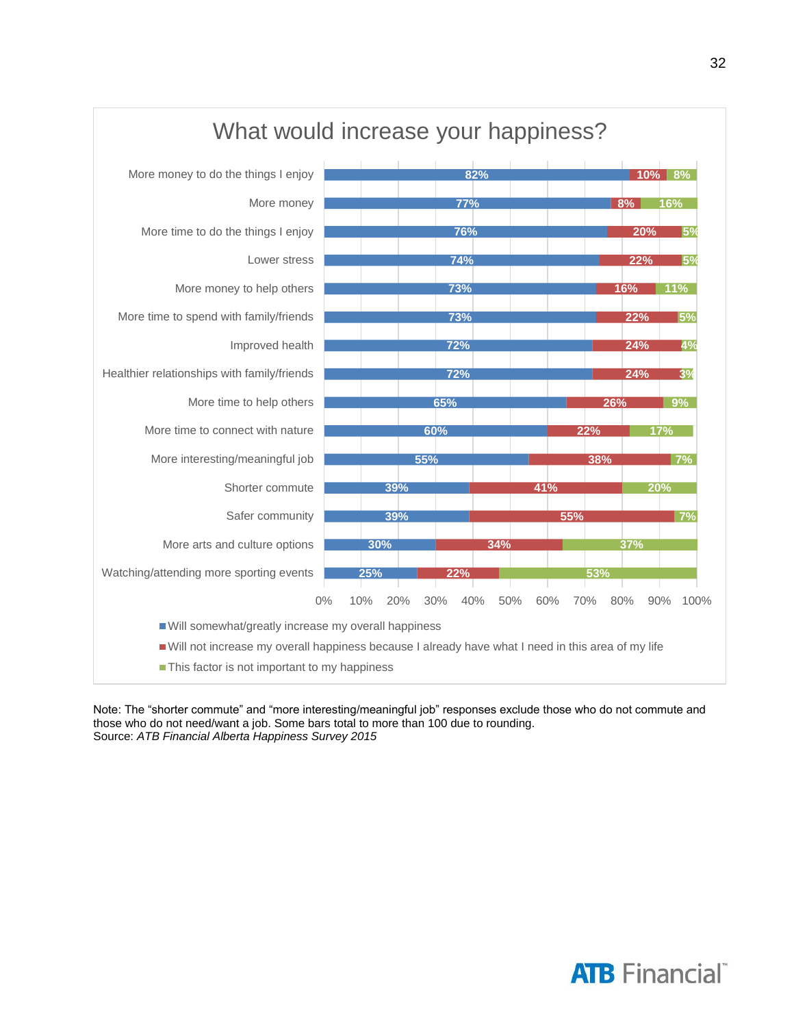## What would increase your happiness?

| | Will somewhat/greatly increase my overall happiness | Will not increase my overall happiness because I already have what I need in this area of my life | This factor is not important to my happiness |
|---|---|---|---|
| More money to do the things I enjoy | 82% | 10% | 8% |
| More money | 77% | 8% | 16% |
| More time to do the things I enjoy | 76% | 20% | 5% |
| Lower stress | 74% | 22% | 5% |
| More money to help others | 73% | 16% | 11% |
| More time to spend with family/friends | 73% | 22% | 5% |
| Improved health | 72% | 24% | 4% |
| Healthier relationships with family/friends | 72% | 24% | 3% |
| More time to help others | 65% | 26% | 9% |
| More time to connect with nature | 60% | 22% | 17% |
| More interesting/meaningful job | 55% | 38% | 7% |
| Shorter commute | 39% | 41% | 20% |
| Safer community | 39% | 55% | 7% |
| More arts and culture options | 30% | 34% | 37% |
| Watching/attending more sporting events | 25% | 22% | 53% |

Note: The "shorter commute" and "more interesting/meaningful job" responses exclude those who do not commute and those who do not need/want a job. Some bars total to more than 100 due to rounding.
Source: *ATB Financial Alberta Happiness Survey 2015*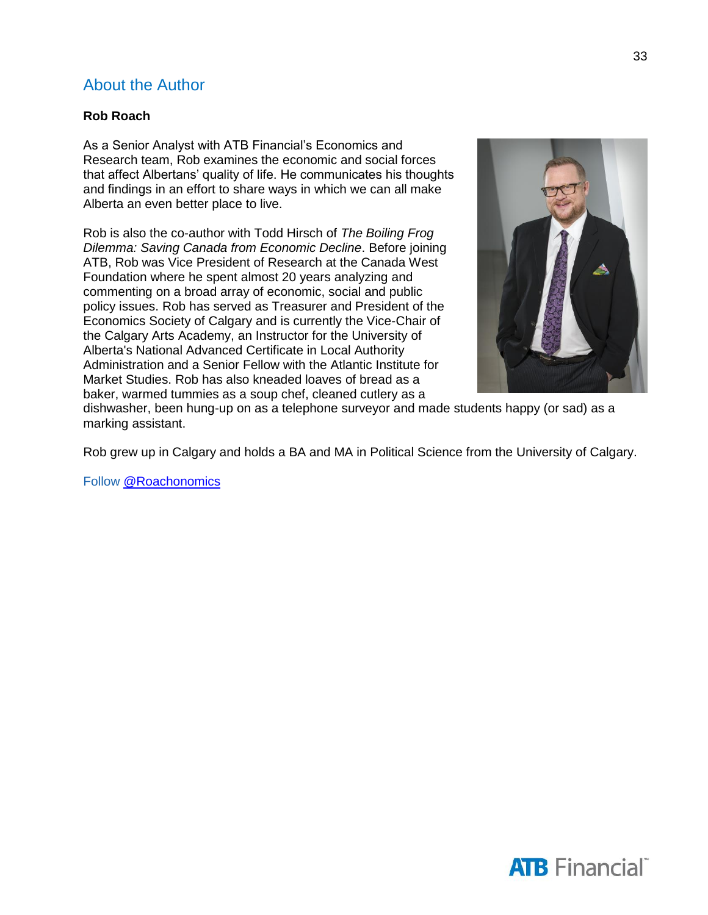## About the Author

**Rob Roach**

As a Senior Analyst with ATB Financial's Economics and Research team, Rob examines the economic and social forces that affect Albertans' quality of life. He communicates his thoughts and findings in an effort to share ways in which we can all make Alberta an even better place to live.

Rob is also the co-author with Todd Hirsch of *The Boiling Frog Dilemma: Saving Canada from Economic Decline*. Before joining ATB, Rob was Vice President of Research at the Canada West Foundation where he spent almost 20 years analyzing and commenting on a broad array of economic, social and public policy issues. Rob has served as Treasurer and President of the Economics Society of Calgary and is currently the Vice-Chair of the Calgary Arts Academy, an Instructor for the University of Alberta's National Advanced Certificate in Local Authority Administration and a Senior Fellow with the Atlantic Institute for Market Studies. Rob has also kneaded loaves of bread as a baker, warmed tummies as a soup chef, cleaned cutlery as a dishwasher, been hung-up on as a telephone surveyor and made students happy (or sad) as a marking assistant.

Rob grew up in Calgary and holds a BA and MA in Political Science from the University of Calgary.

Follow @Roachonomics